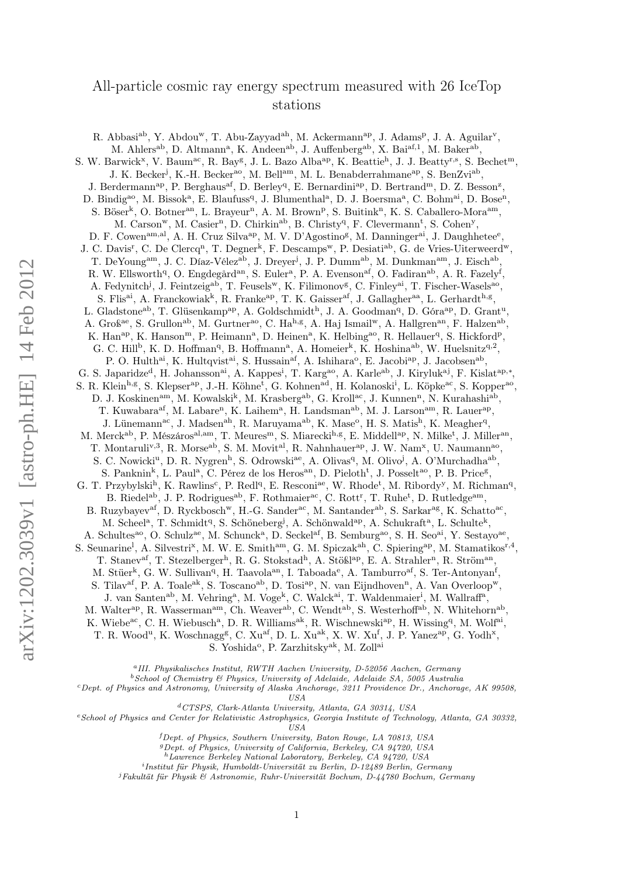# All-particle cosmic ray energy spectrum measured with 26 IceTop stations

R. Abbasi[ab], Y. Abdou[w], T. Abu-Zayyad[ah], M. Ackermann[ap], J. Adams[p], J. A. Aguilar[v], M. Ahlers[ab], D. Altmann[a], K. Andeen[ab], J. Auffenberg[ab], X. Bai[af,1], M. Baker[ab], S. W. Barwick[x], V. Baum[ac], R. Bay[g], J. L. Bazo Alba[ap], K. Beattie[h], J. J. Beatty[r,s], S. Bechet[m], J. K. Becker[j], K.-H. Becker[ao], M. Bell[am], M. L. Benabderrahmane[ap], S. BenZvi[ab], J. Berdermann[ap], P. Berghaus[af], D. Berley[q], E. Bernardini[ap], D. Bertrand[m], D. Z. Besson[z], D. Bindig[ao], M. Bissok[a], E. Blaufuss[q], J. Blumenthal[a], D. J. Boersma[a], C. Bohm[ai], D. Bose[n], S. Böser[k], O. Botner[an], L. Brayeur[n], A. M. Brown[p], S. Buitink[n], K. S. Caballero-Mora[am], M. Carson[w], M. Casier[n], D. Chirkin[ab], B. Christy[q], F. Clevermann[t], S. Cohen[y], D. F. Cowen[am,al], A. H. Cruz Silva[ap], M. V. D'Agostino[g], M. Danninger[ai], J. Daughhetee[e], J. C. Davis[r], C. De Clercq[n], T. Degner[k], F. Descamps[w], P. Desiati[ab], G. de Vries-Uiterweerd[w], T. DeYoung[am], J. C. Díaz-Vélez[ab], J. Dreyer[j], J. P. Dumm[ab], M. Dunkman[am], J. Eisch[ab], R. W. Ellsworth[q], O. Engdegård[an], S. Euler[a], P. A. Evenson[af], O. Fadiran[ab], A. R. Fazely[f], A. Fedynitch[j], J. Feintzeig[ab], T. Feusels[w], K. Filimonov[g], C. Finley[ai], T. Fischer-Wasels[ao], S. Flis[ai], A. Franckowiak[k], R. Franke[ap], T. K. Gaisser[af], J. Gallagher[aa], L. Gerhardt[h,g], L. Gladstone[ab], T. Glüsenkamp[ap], A. Goldschmidt[h], J. A. Goodman[q], D. Góra[ap], D. Grant[u], A. Groß[ae], S. Grullon[ab], M. Gurtner[ao], C. Ha[h,g], A. Haj Ismail[w], A. Hallgren[an], F. Halzen[ab], K. Han[ap], K. Hanson[m], P. Heimann[a], D. Heinen[a], K. Helbing[ao], R. Hellauer[q], S. Hickford[p], G. C. Hill[b], K. D. Hoffman[q], B. Hoffmann[a], A. Homeier[k], K. Hoshina[ab], W. Huelsnitz[q,2], P. O. Hulth[ai], K. Hultqvist[ai], S. Hussain[af], A. Ishihara[o], E. Jacobi[ap], J. Jacobsen[ab], G. S. Japaridze[d], H. Johansson[ai], A. Kappes[i], T. Karg[ao], A. Karle[ab], J. Kiryluk[aj], F. Kislat[ap,*], S. R. Klein[h,g], S. Klepser[ap], J.-H. Köhne[t], G. Kohnen[ad], H. Kolanoski[i], L. Köpke[ac], S. Kopper[ao], D. J. Koskinen[am], M. Kowalski[k], M. Krasberg[ab], G. Kroll[ac], J. Kunnen[n], N. Kurahashi[ab], T. Kuwabara[af], M. Labare[n], K. Laihem[a], H. Landsman[ab], M. J. Larson[am], R. Lauer[ap], J. Lünemann[ac], J. Madsen[ah], R. Maruyama[ab], K. Mase[o], H. S. Matis[h], K. Meagher[q], M. Merck[ab], P. Mészáros[al,am], T. Meures[m], S. Miarecki[h,g], E. Middell[ap], N. Milke[t], J. Miller[an], T. Montaruli[v,3], R. Morse[ab], S. M. Movit[al], R. Nahnhauer[ap], J. W. Nam[x], U. Naumann[ao], S. C. Nowicki[u], D. R. Nygren[h], S. Odrowski[ae], A. Olivas[q], M. Olivo[j], A. O'Murchadha[ab], S. Panknin[k], L. Paul[a], C. Pérez de los Heros[an], D. Pieloth[t], J. Posselt[ao], P. B. Price[g], G. T. Przybylski[h], K. Rawlins[c], P. Redl[q], E. Resconi[ae], W. Rhode[t], M. Ribordy[y], M. Richman[q], B. Riedel[ab], J. P. Rodrigues[ab], F. Rothmaier[ac], C. Rott[r], T. Ruhe[t], D. Rutledge[am], B. Ruzybayev[af], D. Ryckbosch[w], H.-G. Sander[ac], M. Santander[ab], S. Sarkar[ag], K. Schatto[ac], M. Scheel[a], T. Schmidt[q], S. Schöneberg[j], A. Schönwald[ap], A. Schukraft[a], L. Schulte[k], A. Schultes[ao], O. Schulz[ae], M. Schunck[a], D. Seckel[af], B. Semburg[ao], S. H. Seo[ai], Y. Sestayo[ae], S. Seunarine[l], A. Silvestri[x], M. W. E. Smith[am], G. M. Spiczak[ah], C. Spiering[ap], M. Stamatikos[r,4], T. Stanev[af], T. Stezelberger[h], R. G. Stokstad[h], A. Stößl[ap], E. A. Strahler[n], R. Ström[an], M. Stüer[k], G. W. Sullivan[q], H. Taavola[an], I. Taboada[e], A. Tamburro[af], S. Ter-Antonyan[f], S. Tilav[af], P. A. Toale[ak], S. Toscano[ab], D. Tosi[ap], N. van Eijndhoven[n], A. Van Overloop[w], J. van Santen[ab], M. Vehring[a], M. Voge[k], C. Walck[ai], T. Waldenmaier[i], M. Wallraff[a], M. Walter[ap], R. Wasserman[am], Ch. Weaver[ab], C. Wendt[ab], S. Westerhoff[ab], N. Whitehorn[ab], K. Wiebe[ac], C. H. Wiebusch[a], D. R. Williams[ak], R. Wischnewski[ap], H. Wissing[q], M. Wolf[ai], T. R. Wood[u], K. Woschnagg[g], C. Xu[af], D. L. Xu[ak], X. W. Xu[f], J. P. Yanez[ap], G. Yodh[x], S. Yoshida[o], P. Zarzhitsky[ak], M. Zoll[ai]

[a] *III. Physikalisches Institut, RWTH Aachen University, D-52056 Aachen, Germany*
[b] *School of Chemistry & Physics, University of Adelaide, Adelaide SA, 5005 Australia*
[c] *Dept. of Physics and Astronomy, University of Alaska Anchorage, 3211 Providence Dr., Anchorage, AK 99508, USA*
[d] *CTSPS, Clark-Atlanta University, Atlanta, GA 30314, USA*
[e] *School of Physics and Center for Relativistic Astrophysics, Georgia Institute of Technology, Atlanta, GA 30332, USA*
[f] *Dept. of Physics, Southern University, Baton Rouge, LA 70813, USA*
[g] *Dept. of Physics, University of California, Berkeley, CA 94720, USA*
[h] *Lawrence Berkeley National Laboratory, Berkeley, CA 94720, USA*
[i] *Institut für Physik, Humboldt-Universität zu Berlin, D-12489 Berlin, Germany*
[j] *Fakultät für Physik & Astronomie, Ruhr-Universität Bochum, D-44780 Bochum, Germany*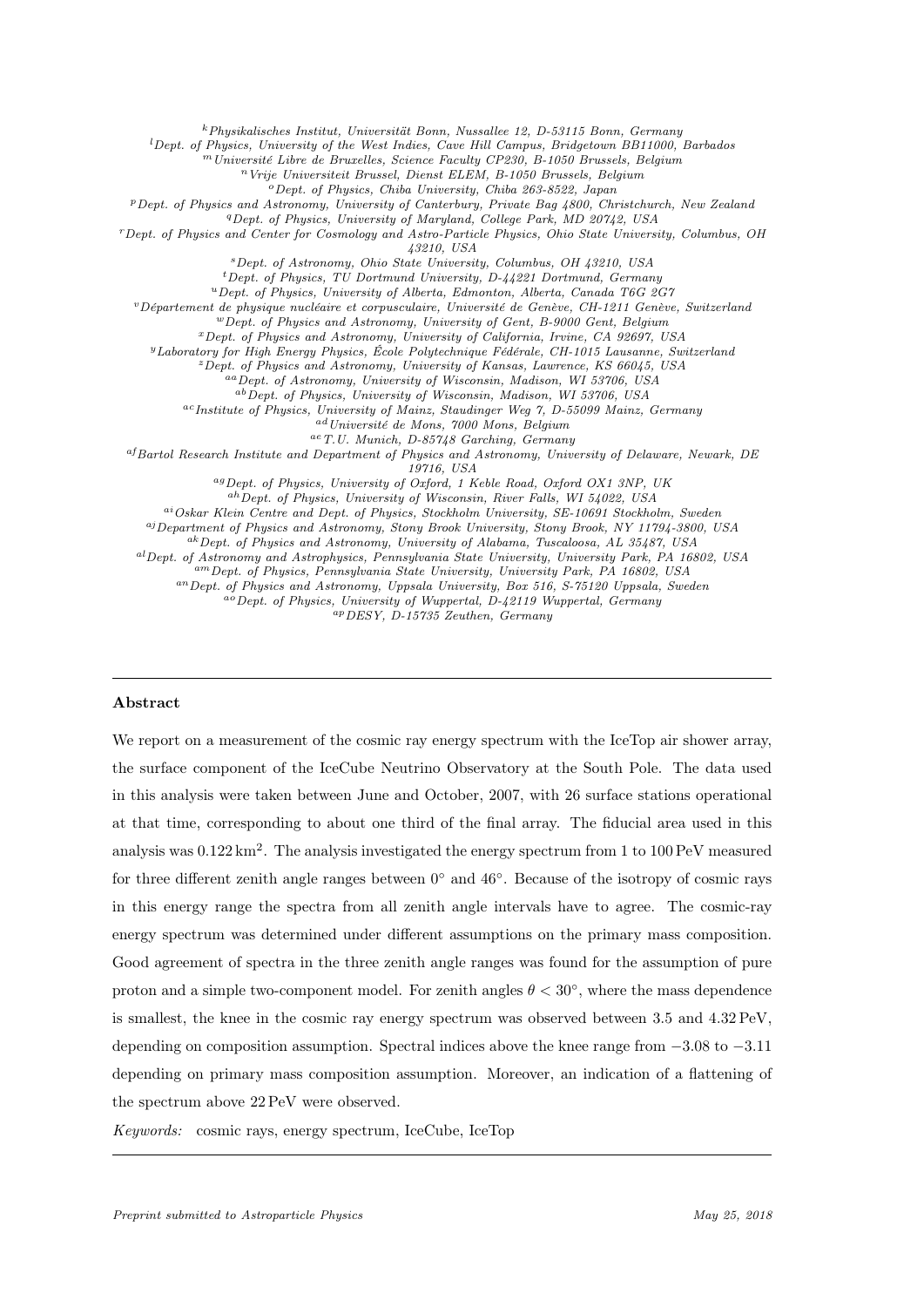[k]Physikalisches Institut, Universität Bonn, Nussallee 12, D-53115 Bonn, Germany

[l]Dept. of Physics, University of the West Indies, Cave Hill Campus, Bridgetown BB11000, Barbados

[m]Université Libre de Bruxelles, Science Faculty CP230, B-1050 Brussels, Belgium

[n]Vrije Universiteit Brussel, Dienst ELEM, B-1050 Brussels, Belgium

[o]Dept. of Physics, Chiba University, Chiba 263-8522, Japan

[p]Dept. of Physics and Astronomy, University of Canterbury, Private Bag 4800, Christchurch, New Zealand

[q]Dept. of Physics, University of Maryland, College Park, MD 20742, USA

[r]Dept. of Physics and Center for Cosmology and Astro-Particle Physics, Ohio State University, Columbus, OH 43210, USA

[s]Dept. of Astronomy, Ohio State University, Columbus, OH 43210, USA

[t]Dept. of Physics, TU Dortmund University, D-44221 Dortmund, Germany

[u]Dept. of Physics, University of Alberta, Edmonton, Alberta, Canada T6G 2G7

[v]Département de physique nucléaire et corpusculaire, Université de Genève, CH-1211 Genève, Switzerland

[w]Dept. of Physics and Astronomy, University of Gent, B-9000 Gent, Belgium

[x]Dept. of Physics and Astronomy, University of California, Irvine, CA 92697, USA

[y]Laboratory for High Energy Physics, École Polytechnique Fédérale, CH-1015 Lausanne, Switzerland

[z]Dept. of Physics and Astronomy, University of Kansas, Lawrence, KS 66045, USA

[aa]Dept. of Astronomy, University of Wisconsin, Madison, WI 53706, USA

[ab]Dept. of Physics, University of Wisconsin, Madison, WI 53706, USA

[ac]Institute of Physics, University of Mainz, Staudinger Weg 7, D-55099 Mainz, Germany

[ad]Université de Mons, 7000 Mons, Belgium

[ae]T.U. Munich, D-85748 Garching, Germany

[af]Bartol Research Institute and Department of Physics and Astronomy, University of Delaware, Newark, DE 19716, USA

[ag]Dept. of Physics, University of Oxford, 1 Keble Road, Oxford OX1 3NP, UK

[ah]Dept. of Physics, University of Wisconsin, River Falls, WI 54022, USA

[ai]Oskar Klein Centre and Dept. of Physics, Stockholm University, SE-10691 Stockholm, Sweden

[aj]Department of Physics and Astronomy, Stony Brook University, Stony Brook, NY 11794-3800, USA

[ak]Dept. of Physics and Astronomy, University of Alabama, Tuscaloosa, AL 35487, USA

[al]Dept. of Astronomy and Astrophysics, Pennsylvania State University, University Park, PA 16802, USA

[am]Dept. of Physics, Pennsylvania State University, University Park, PA 16802, USA

[an]Dept. of Physics and Astronomy, Uppsala University, Box 516, S-75120 Uppsala, Sweden

[ao]Dept. of Physics, University of Wuppertal, D-42119 Wuppertal, Germany

[ap]DESY, D-15735 Zeuthen, Germany

---

## Abstract

We report on a measurement of the cosmic ray energy spectrum with the IceTop air shower array, the surface component of the IceCube Neutrino Observatory at the South Pole. The data used in this analysis were taken between June and October, 2007, with 26 surface stations operational at that time, corresponding to about one third of the final array. The fiducial area used in this analysis was $0.122\,\mathrm{km}^2$. The analysis investigated the energy spectrum from 1 to 100 PeV measured for three different zenith angle ranges between $0^\circ$ and $46^\circ$. Because of the isotropy of cosmic rays in this energy range the spectra from all zenith angle intervals have to agree. The cosmic-ray energy spectrum was determined under different assumptions on the primary mass composition. Good agreement of spectra in the three zenith angle ranges was found for the assumption of pure proton and a simple two-component model. For zenith angles $\theta < 30^\circ$, where the mass dependence is smallest, the knee in the cosmic ray energy spectrum was observed between 3.5 and 4.32 PeV, depending on composition assumption. Spectral indices above the knee range from $-3.08$ to $-3.11$ depending on primary mass composition assumption. Moreover, an indication of a flattening of the spectrum above 22 PeV were observed.

*Keywords:* cosmic rays, energy spectrum, IceCube, IceTop

---

*Preprint submitted to Astroparticle Physics* *May 25, 2018*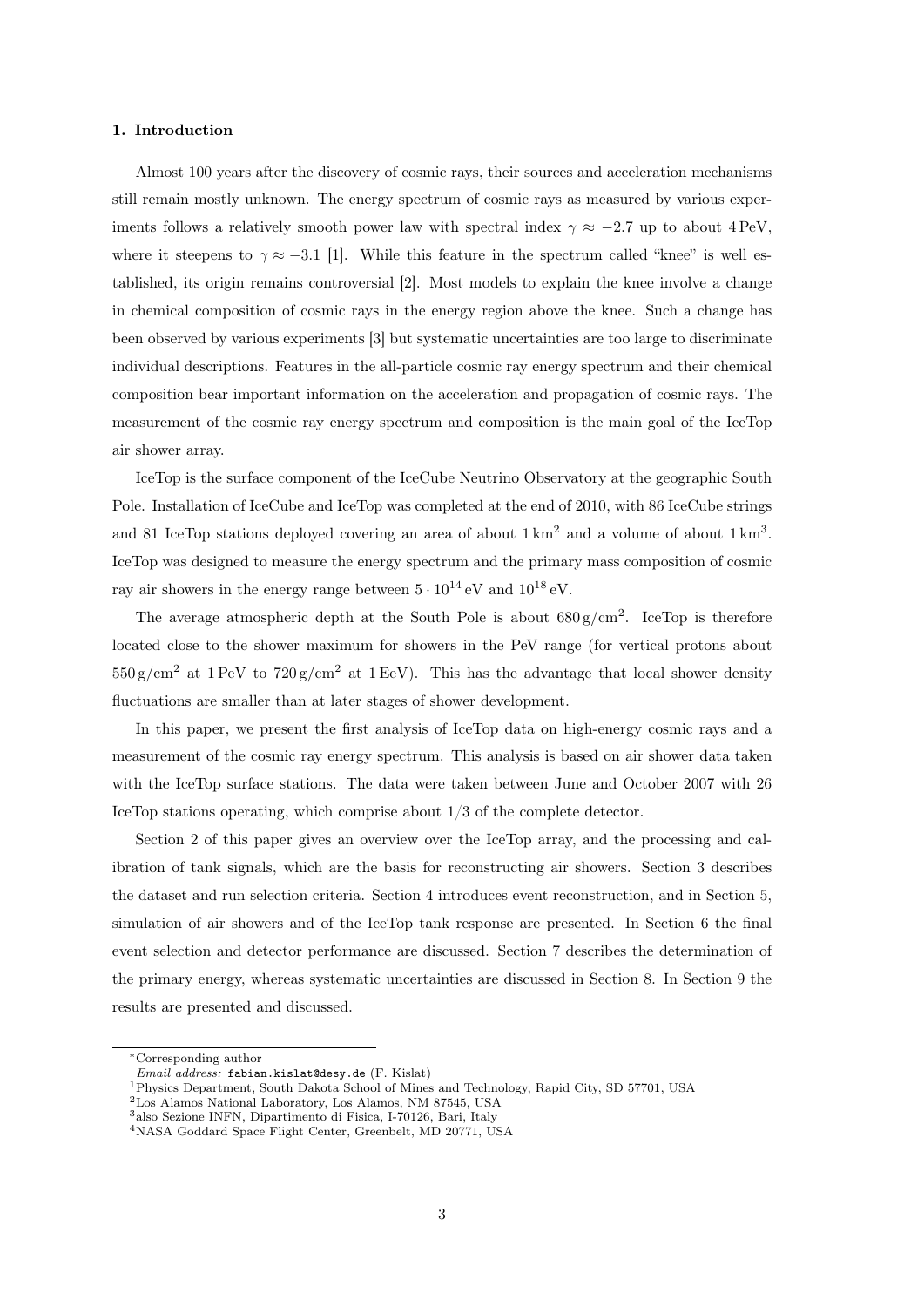## 1. Introduction

Almost 100 years after the discovery of cosmic rays, their sources and acceleration mechanisms still remain mostly unknown. The energy spectrum of cosmic rays as measured by various experiments follows a relatively smooth power law with spectral index $\gamma \approx -2.7$ up to about 4 PeV, where it steepens to $\gamma \approx -3.1$ [1]. While this feature in the spectrum called "knee" is well established, its origin remains controversial [2]. Most models to explain the knee involve a change in chemical composition of cosmic rays in the energy region above the knee. Such a change has been observed by various experiments [3] but systematic uncertainties are too large to discriminate individual descriptions. Features in the all-particle cosmic ray energy spectrum and their chemical composition bear important information on the acceleration and propagation of cosmic rays. The measurement of the cosmic ray energy spectrum and composition is the main goal of the IceTop air shower array.

IceTop is the surface component of the IceCube Neutrino Observatory at the geographic South Pole. Installation of IceCube and IceTop was completed at the end of 2010, with 86 IceCube strings and 81 IceTop stations deployed covering an area of about $1\,\mathrm{km}^2$ and a volume of about $1\,\mathrm{km}^3$. IceTop was designed to measure the energy spectrum and the primary mass composition of cosmic ray air showers in the energy range between $5 \cdot 10^{14}\,\mathrm{eV}$ and $10^{18}\,\mathrm{eV}$.

The average atmospheric depth at the South Pole is about $680\,\mathrm{g/cm}^2$. IceTop is therefore located close to the shower maximum for showers in the PeV range (for vertical protons about $550\,\mathrm{g/cm}^2$ at 1 PeV to $720\,\mathrm{g/cm}^2$ at 1 EeV). This has the advantage that local shower density fluctuations are smaller than at later stages of shower development.

In this paper, we present the first analysis of IceTop data on high-energy cosmic rays and a measurement of the cosmic ray energy spectrum. This analysis is based on air shower data taken with the IceTop surface stations. The data were taken between June and October 2007 with 26 IceTop stations operating, which comprise about 1/3 of the complete detector.

Section 2 of this paper gives an overview over the IceTop array, and the processing and calibration of tank signals, which are the basis for reconstructing air showers. Section 3 describes the dataset and run selection criteria. Section 4 introduces event reconstruction, and in Section 5, simulation of air showers and of the IceTop tank response are presented. In Section 6 the final event selection and detector performance are discussed. Section 7 describes the determination of the primary energy, whereas systematic uncertainties are discussed in Section 8. In Section 9 the results are presented and discussed.

---

*Corresponding author
*Email address:* fabian.kislat@desy.de (F. Kislat)
[1] Physics Department, South Dakota School of Mines and Technology, Rapid City, SD 57701, USA
[2] Los Alamos National Laboratory, Los Alamos, NM 87545, USA
[3] also Sezione INFN, Dipartimento di Fisica, I-70126, Bari, Italy
[4] NASA Goddard Space Flight Center, Greenbelt, MD 20771, USA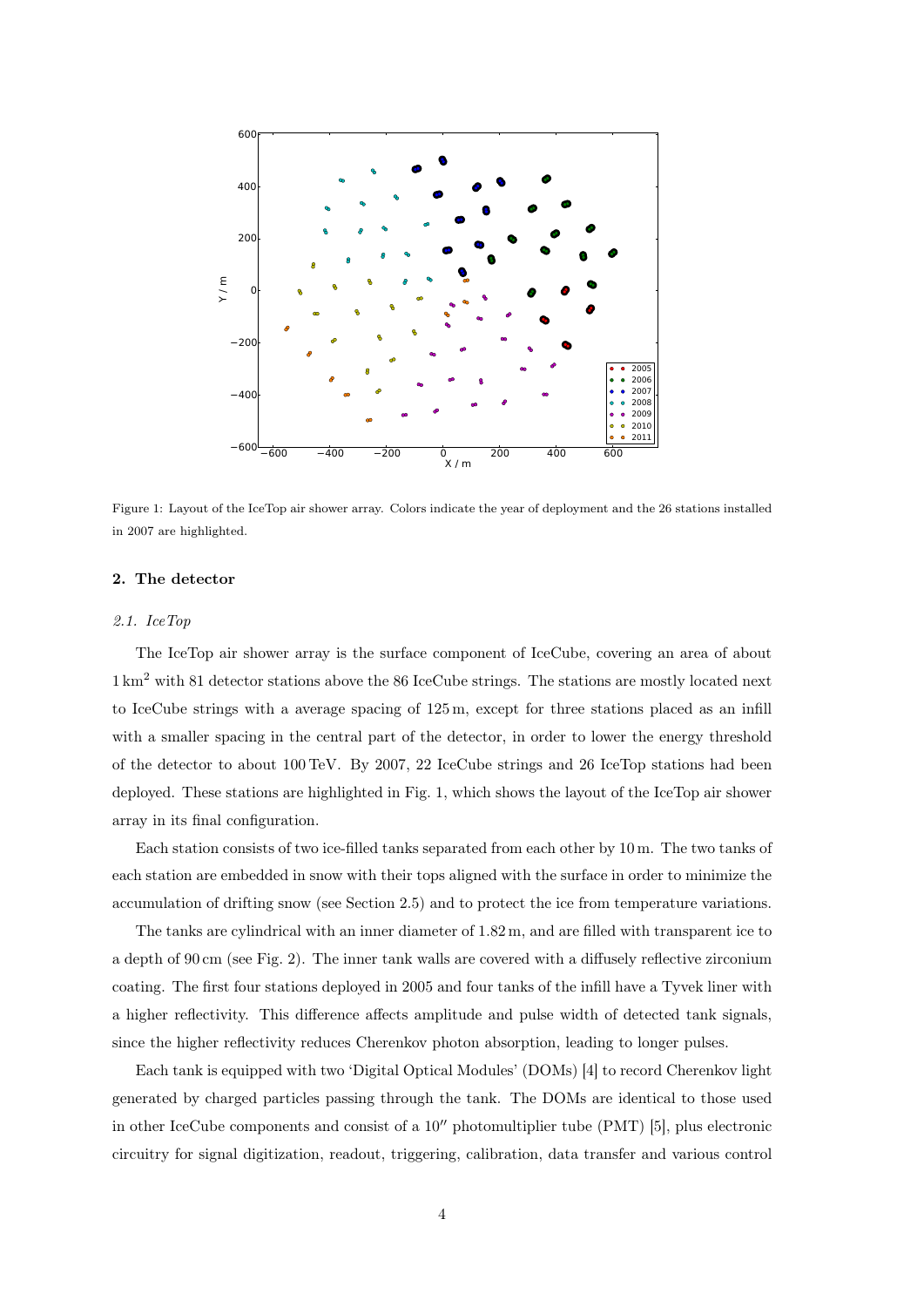Figure 1: Layout of the IceTop air shower array. Colors indicate the year of deployment and the 26 stations installed in 2007 are highlighted.

## 2. The detector

### 2.1. IceTop

The IceTop air shower array is the surface component of IceCube, covering an area of about $1\,\mathrm{km}^2$ with 81 detector stations above the 86 IceCube strings. The stations are mostly located next to IceCube strings with a average spacing of 125 m, except for three stations placed as an infill with a smaller spacing in the central part of the detector, in order to lower the energy threshold of the detector to about 100 TeV. By 2007, 22 IceCube strings and 26 IceTop stations had been deployed. These stations are highlighted in Fig. 1, which shows the layout of the IceTop air shower array in its final configuration.

Each station consists of two ice-filled tanks separated from each other by 10 m. The two tanks of each station are embedded in snow with their tops aligned with the surface in order to minimize the accumulation of drifting snow (see Section 2.5) and to protect the ice from temperature variations.

The tanks are cylindrical with an inner diameter of 1.82 m, and are filled with transparent ice to a depth of 90 cm (see Fig. 2). The inner tank walls are covered with a diffusely reflective zirconium coating. The first four stations deployed in 2005 and four tanks of the infill have a Tyvek liner with a higher reflectivity. This difference affects amplitude and pulse width of detected tank signals, since the higher reflectivity reduces Cherenkov photon absorption, leading to longer pulses.

Each tank is equipped with two 'Digital Optical Modules' (DOMs) [4] to record Cherenkov light generated by charged particles passing through the tank. The DOMs are identical to those used in other IceCube components and consist of a 10″ photomultiplier tube (PMT) [5], plus electronic circuitry for signal digitization, readout, triggering, calibration, data transfer and various control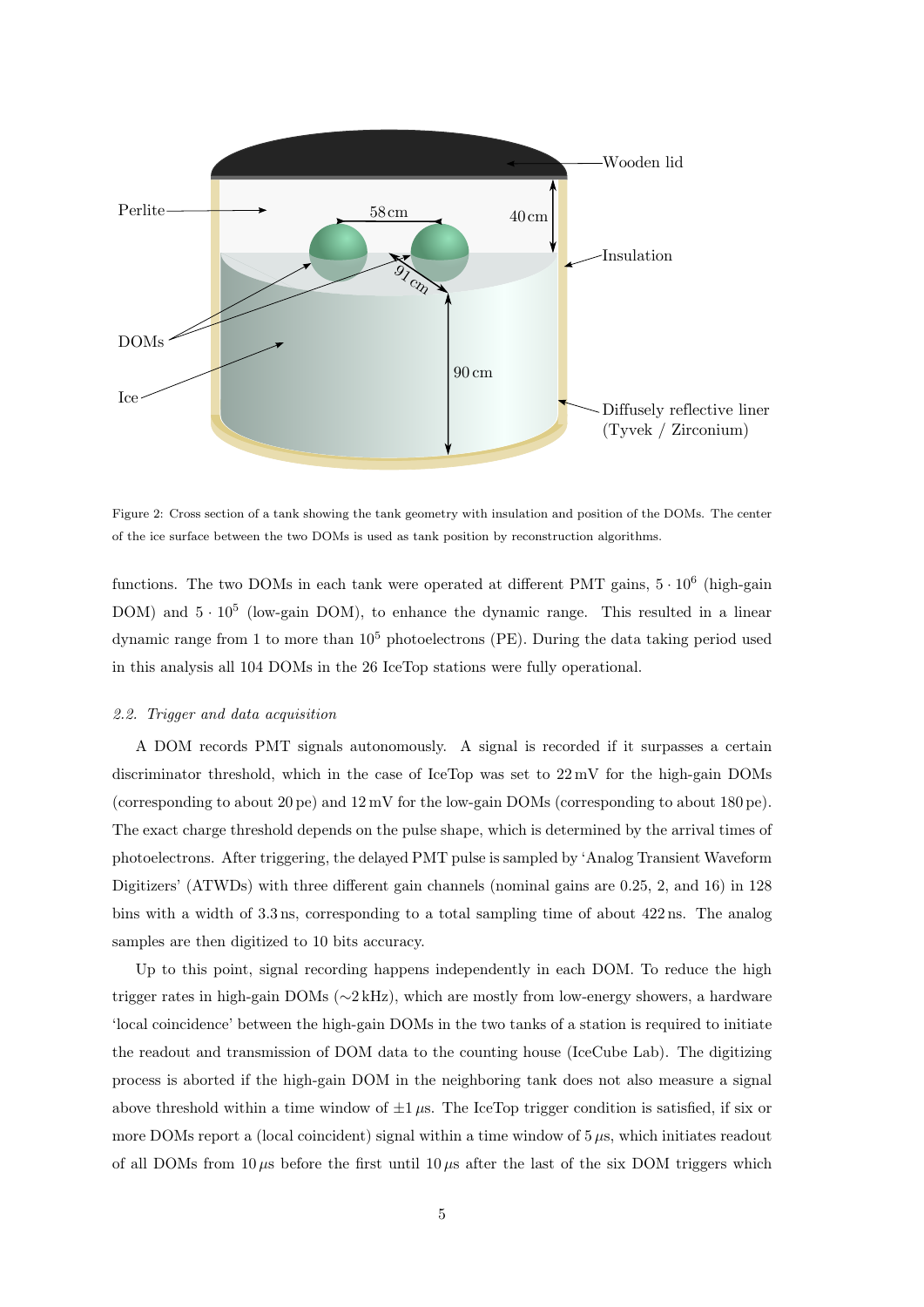Figure 2: Cross section of a tank showing the tank geometry with insulation and position of the DOMs. The center of the ice surface between the two DOMs is used as tank position by reconstruction algorithms.

functions. The two DOMs in each tank were operated at different PMT gains, $5 \cdot 10^6$ (high-gain DOM) and $5 \cdot 10^5$ (low-gain DOM), to enhance the dynamic range. This resulted in a linear dynamic range from 1 to more than $10^5$ photoelectrons (PE). During the data taking period used in this analysis all 104 DOMs in the 26 IceTop stations were fully operational.

### *2.2. Trigger and data acquisition*

A DOM records PMT signals autonomously. A signal is recorded if it surpasses a certain discriminator threshold, which in the case of IceTop was set to 22 mV for the high-gain DOMs (corresponding to about 20 pe) and 12 mV for the low-gain DOMs (corresponding to about 180 pe). The exact charge threshold depends on the pulse shape, which is determined by the arrival times of photoelectrons. After triggering, the delayed PMT pulse is sampled by 'Analog Transient Waveform Digitizers' (ATWDs) with three different gain channels (nominal gains are 0.25, 2, and 16) in 128 bins with a width of 3.3 ns, corresponding to a total sampling time of about 422 ns. The analog samples are then digitized to 10 bits accuracy.

Up to this point, signal recording happens independently in each DOM. To reduce the high trigger rates in high-gain DOMs (∼2 kHz), which are mostly from low-energy showers, a hardware 'local coincidence' between the high-gain DOMs in the two tanks of a station is required to initiate the readout and transmission of DOM data to the counting house (IceCube Lab). The digitizing process is aborted if the high-gain DOM in the neighboring tank does not also measure a signal above threshold within a time window of $\pm 1\,\mu$s. The IceTop trigger condition is satisfied, if six or more DOMs report a (local coincident) signal within a time window of $5\,\mu$s, which initiates readout of all DOMs from $10\,\mu$s before the first until $10\,\mu$s after the last of the six DOM triggers which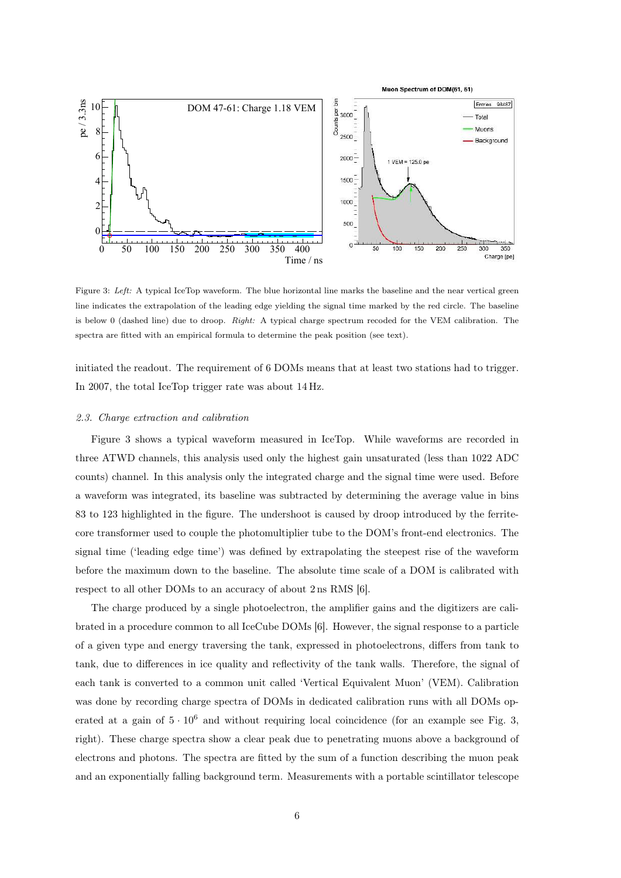Figure 3: *Left:* A typical IceTop waveform. The blue horizontal line marks the baseline and the near vertical green line indicates the extrapolation of the leading edge yielding the signal time marked by the red circle. The baseline is below 0 (dashed line) due to droop. *Right:* A typical charge spectrum recoded for the VEM calibration. The spectra are fitted with an empirical formula to determine the peak position (see text).

initiated the readout. The requirement of 6 DOMs means that at least two stations had to trigger. In 2007, the total IceTop trigger rate was about 14 Hz.

### *2.3. Charge extraction and calibration*

Figure 3 shows a typical waveform measured in IceTop. While waveforms are recorded in three ATWD channels, this analysis used only the highest gain unsaturated (less than 1022 ADC counts) channel. In this analysis only the integrated charge and the signal time were used. Before a waveform was integrated, its baseline was subtracted by determining the average value in bins 83 to 123 highlighted in the figure. The undershoot is caused by droop introduced by the ferrite-core transformer used to couple the photomultiplier tube to the DOM's front-end electronics. The signal time ('leading edge time') was defined by extrapolating the steepest rise of the waveform before the maximum down to the baseline. The absolute time scale of a DOM is calibrated with respect to all other DOMs to an accuracy of about 2 ns RMS [6].

The charge produced by a single photoelectron, the amplifier gains and the digitizers are calibrated in a procedure common to all IceCube DOMs [6]. However, the signal response to a particle of a given type and energy traversing the tank, expressed in photoelectrons, differs from tank to tank, due to differences in ice quality and reflectivity of the tank walls. Therefore, the signal of each tank is converted to a common unit called 'Vertical Equivalent Muon' (VEM). Calibration was done by recording charge spectra of DOMs in dedicated calibration runs with all DOMs operated at a gain of $5 \cdot 10^6$ and without requiring local coincidence (for an example see Fig. 3, right). These charge spectra show a clear peak due to penetrating muons above a background of electrons and photons. The spectra are fitted by the sum of a function describing the muon peak and an exponentially falling background term. Measurements with a portable scintillator telescope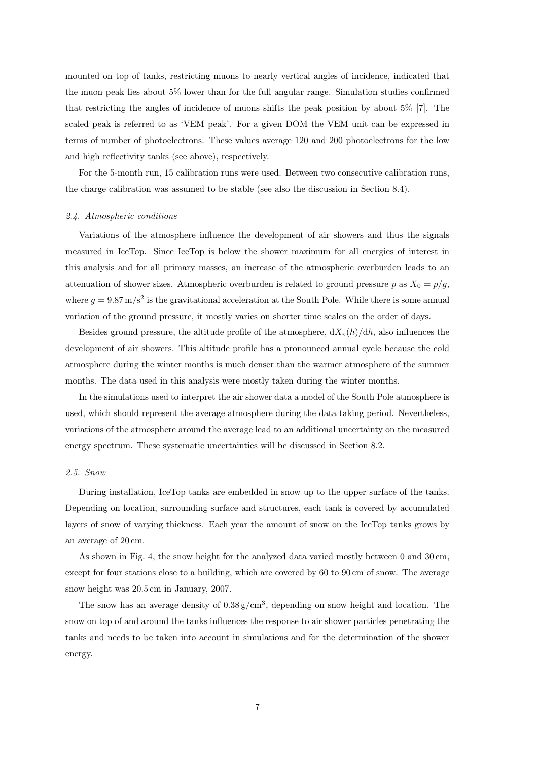mounted on top of tanks, restricting muons to nearly vertical angles of incidence, indicated that the muon peak lies about 5% lower than for the full angular range. Simulation studies confirmed that restricting the angles of incidence of muons shifts the peak position by about 5% [7]. The scaled peak is referred to as 'VEM peak'. For a given DOM the VEM unit can be expressed in terms of number of photoelectrons. These values average 120 and 200 photoelectrons for the low and high reflectivity tanks (see above), respectively.

For the 5-month run, 15 calibration runs were used. Between two consecutive calibration runs, the charge calibration was assumed to be stable (see also the discussion in Section 8.4).

### *2.4. Atmospheric conditions*

Variations of the atmosphere influence the development of air showers and thus the signals measured in IceTop. Since IceTop is below the shower maximum for all energies of interest in this analysis and for all primary masses, an increase of the atmospheric overburden leads to an attenuation of shower sizes. Atmospheric overburden is related to ground pressure $p$ as $X_0 = p/g$, where $g = 9.87\,\mathrm{m/s^2}$ is the gravitational acceleration at the South Pole. While there is some annual variation of the ground pressure, it mostly varies on shorter time scales on the order of days.

Besides ground pressure, the altitude profile of the atmosphere, $\mathrm{d}X_v(h)/\mathrm{d}h$, also influences the development of air showers. This altitude profile has a pronounced annual cycle because the cold atmosphere during the winter months is much denser than the warmer atmosphere of the summer months. The data used in this analysis were mostly taken during the winter months.

In the simulations used to interpret the air shower data a model of the South Pole atmosphere is used, which should represent the average atmosphere during the data taking period. Nevertheless, variations of the atmosphere around the average lead to an additional uncertainty on the measured energy spectrum. These systematic uncertainties will be discussed in Section 8.2.

### *2.5. Snow*

During installation, IceTop tanks are embedded in snow up to the upper surface of the tanks. Depending on location, surrounding surface and structures, each tank is covered by accumulated layers of snow of varying thickness. Each year the amount of snow on the IceTop tanks grows by an average of 20 cm.

As shown in Fig. 4, the snow height for the analyzed data varied mostly between 0 and 30 cm, except for four stations close to a building, which are covered by 60 to 90 cm of snow. The average snow height was 20.5 cm in January, 2007.

The snow has an average density of $0.38\,\mathrm{g/cm^3}$, depending on snow height and location. The snow on top of and around the tanks influences the response to air shower particles penetrating the tanks and needs to be taken into account in simulations and for the determination of the shower energy.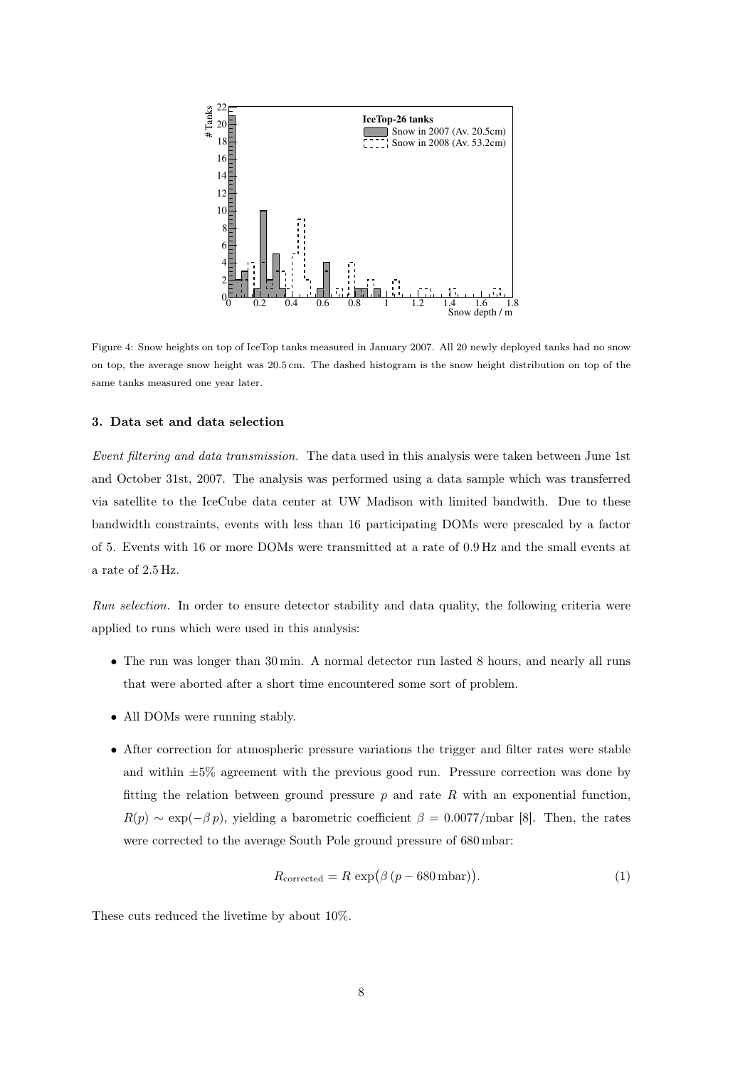Figure 4: Snow heights on top of IceTop tanks measured in January 2007. All 20 newly deployed tanks had no snow on top, the average snow height was 20.5 cm. The dashed histogram is the snow height distribution on top of the same tanks measured one year later.

### 3. Data set and data selection

*Event filtering and data transmission.* The data used in this analysis were taken between June 1st and October 31st, 2007. The analysis was performed using a data sample which was transferred via satellite to the IceCube data center at UW Madison with limited bandwith. Due to these bandwidth constraints, events with less than 16 participating DOMs were prescaled by a factor of 5. Events with 16 or more DOMs were transmitted at a rate of 0.9 Hz and the small events at a rate of 2.5 Hz.

*Run selection.* In order to ensure detector stability and data quality, the following criteria were applied to runs which were used in this analysis:

- The run was longer than 30 min. A normal detector run lasted 8 hours, and nearly all runs that were aborted after a short time encountered some sort of problem.
- All DOMs were running stably.
- After correction for atmospheric pressure variations the trigger and filter rates were stable and within ±5% agreement with the previous good run. Pressure correction was done by fitting the relation between ground pressure $p$ and rate $R$ with an exponential function, $R(p) \sim \exp(-\beta\, p)$, yielding a barometric coefficient $\beta = 0.0077/\text{mbar}$ [8]. Then, the rates were corrected to the average South Pole ground pressure of 680 mbar:

$$R_{\text{corrected}} = R\, \exp\big(\beta\,(p - 680\,\text{mbar})\big). \tag{1}$$

These cuts reduced the livetime by about 10%.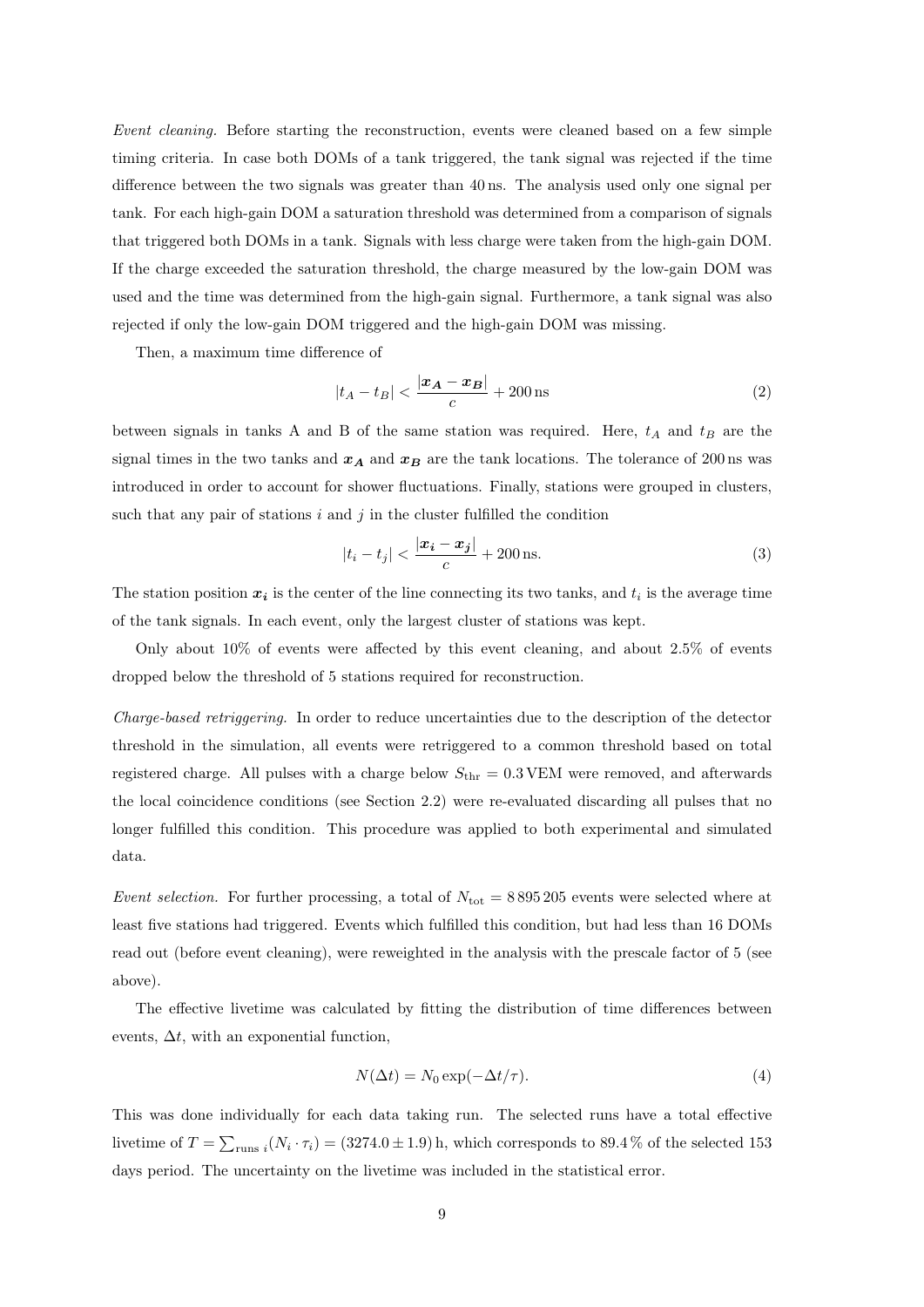*Event cleaning.* Before starting the reconstruction, events were cleaned based on a few simple timing criteria. In case both DOMs of a tank triggered, the tank signal was rejected if the time difference between the two signals was greater than 40 ns. The analysis used only one signal per tank. For each high-gain DOM a saturation threshold was determined from a comparison of signals that triggered both DOMs in a tank. Signals with less charge were taken from the high-gain DOM. If the charge exceeded the saturation threshold, the charge measured by the low-gain DOM was used and the time was determined from the high-gain signal. Furthermore, a tank signal was also rejected if only the low-gain DOM triggered and the high-gain DOM was missing.

Then, a maximum time difference of

$$|t_A - t_B| < \frac{|\boldsymbol{x_A} - \boldsymbol{x_B}|}{c} + 200\,\text{ns} \tag{2}$$

between signals in tanks A and B of the same station was required. Here, $t_A$ and $t_B$ are the signal times in the two tanks and $\boldsymbol{x_A}$ and $\boldsymbol{x_B}$ are the tank locations. The tolerance of 200 ns was introduced in order to account for shower fluctuations. Finally, stations were grouped in clusters, such that any pair of stations $i$ and $j$ in the cluster fulfilled the condition

$$|t_i - t_j| < \frac{|\boldsymbol{x_i} - \boldsymbol{x_j}|}{c} + 200\,\text{ns}. \tag{3}$$

The station position $\boldsymbol{x_i}$ is the center of the line connecting its two tanks, and $t_i$ is the average time of the tank signals. In each event, only the largest cluster of stations was kept.

Only about 10% of events were affected by this event cleaning, and about 2.5% of events dropped below the threshold of 5 stations required for reconstruction.

*Charge-based retriggering.* In order to reduce uncertainties due to the description of the detector threshold in the simulation, all events were retriggered to a common threshold based on total registered charge. All pulses with a charge below $S_{\text{thr}} = 0.3\,\text{VEM}$ were removed, and afterwards the local coincidence conditions (see Section 2.2) were re-evaluated discarding all pulses that no longer fulfilled this condition. This procedure was applied to both experimental and simulated data.

*Event selection.* For further processing, a total of $N_{\text{tot}} = 8\,895\,205$ events were selected where at least five stations had triggered. Events which fulfilled this condition, but had less than 16 DOMs read out (before event cleaning), were reweighted in the analysis with the prescale factor of 5 (see above).

The effective livetime was calculated by fitting the distribution of time differences between events, $\Delta t$, with an exponential function,

$$N(\Delta t) = N_0 \exp(-\Delta t/\tau). \tag{4}$$

This was done individually for each data taking run. The selected runs have a total effective livetime of $T = \sum_{\text{runs } i}(N_i \cdot \tau_i) = (3274.0 \pm 1.9)\,\text{h}$, which corresponds to 89.4 % of the selected 153 days period. The uncertainty on the livetime was included in the statistical error.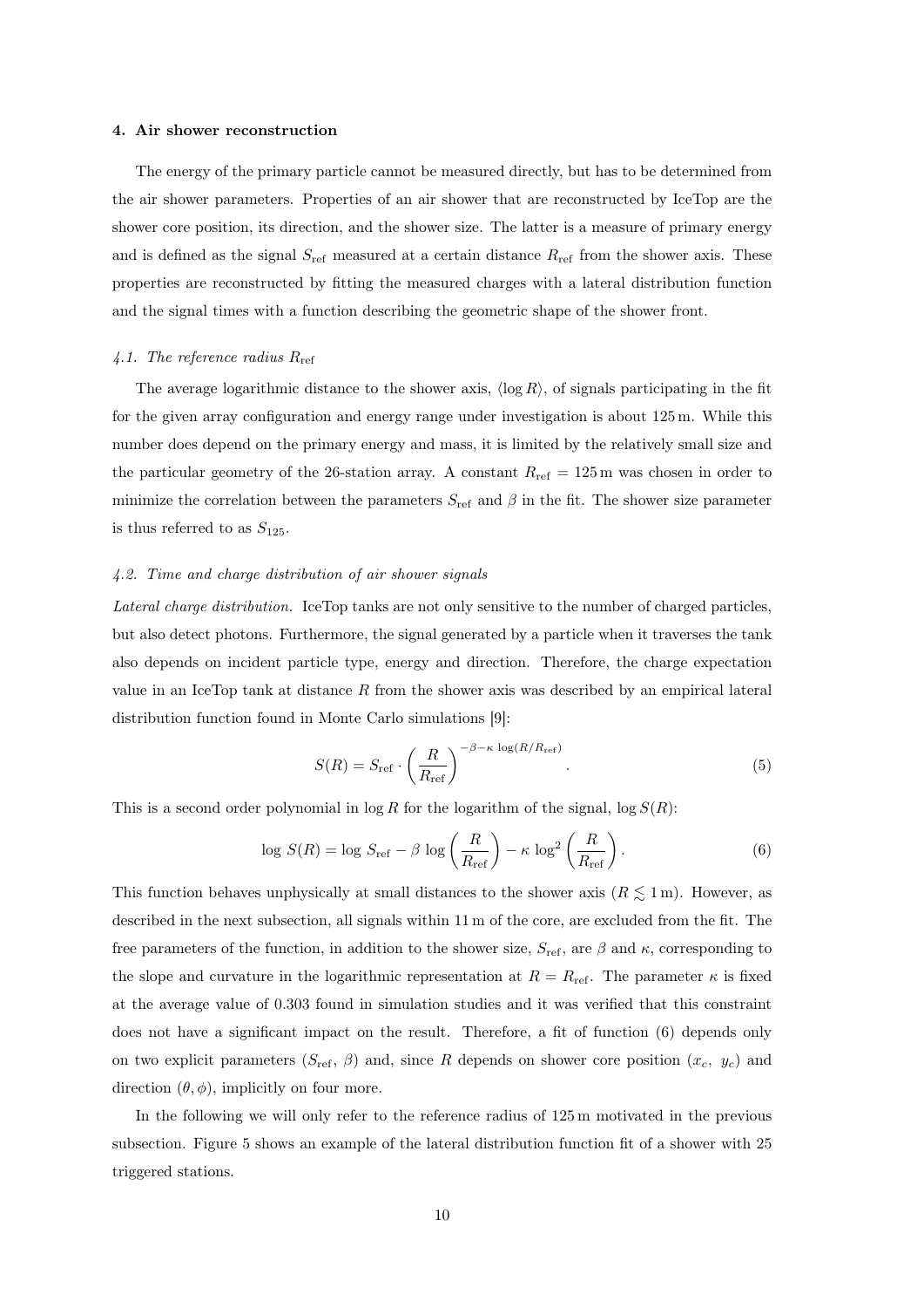### 4. Air shower reconstruction

The energy of the primary particle cannot be measured directly, but has to be determined from the air shower parameters. Properties of an air shower that are reconstructed by IceTop are the shower core position, its direction, and the shower size. The latter is a measure of primary energy and is defined as the signal $S_{\mathrm{ref}}$ measured at a certain distance $R_{\mathrm{ref}}$ from the shower axis. These properties are reconstructed by fitting the measured charges with a lateral distribution function and the signal times with a function describing the geometric shape of the shower front.

#### *4.1. The reference radius $R_{\mathrm{ref}}$*

The average logarithmic distance to the shower axis, $\langle \log R \rangle$, of signals participating in the fit for the given array configuration and energy range under investigation is about 125 m. While this number does depend on the primary energy and mass, it is limited by the relatively small size and the particular geometry of the 26-station array. A constant $R_{\mathrm{ref}} = 125\,\mathrm{m}$ was chosen in order to minimize the correlation between the parameters $S_{\mathrm{ref}}$ and $\beta$ in the fit. The shower size parameter is thus referred to as $S_{125}$.

#### *4.2. Time and charge distribution of air shower signals*

*Lateral charge distribution.* IceTop tanks are not only sensitive to the number of charged particles, but also detect photons. Furthermore, the signal generated by a particle when it traverses the tank also depends on incident particle type, energy and direction. Therefore, the charge expectation value in an IceTop tank at distance $R$ from the shower axis was described by an empirical lateral distribution function found in Monte Carlo simulations [9]:

$$S(R) = S_{\mathrm{ref}} \cdot \left( \frac{R}{R_{\mathrm{ref}}} \right)^{-\beta - \kappa \, \log(R/R_{\mathrm{ref}})} . \tag{5}$$

This is a second order polynomial in $\log R$ for the logarithm of the signal, $\log S(R)$:

$$\log S(R) = \log S_{\mathrm{ref}} - \beta \, \log \left( \frac{R}{R_{\mathrm{ref}}} \right) - \kappa \, \log^2 \left( \frac{R}{R_{\mathrm{ref}}} \right) . \tag{6}$$

This function behaves unphysically at small distances to the shower axis ($R \lesssim 1\,\mathrm{m}$). However, as described in the next subsection, all signals within 11 m of the core, are excluded from the fit. The free parameters of the function, in addition to the shower size, $S_{\mathrm{ref}}$, are $\beta$ and $\kappa$, corresponding to the slope and curvature in the logarithmic representation at $R = R_{\mathrm{ref}}$. The parameter $\kappa$ is fixed at the average value of 0.303 found in simulation studies and it was verified that this constraint does not have a significant impact on the result. Therefore, a fit of function (6) depends only on two explicit parameters ($S_{\mathrm{ref}}$, $\beta$) and, since $R$ depends on shower core position ($x_c$, $y_c$) and direction $(\theta, \phi)$, implicitly on four more.

In the following we will only refer to the reference radius of 125 m motivated in the previous subsection. Figure 5 shows an example of the lateral distribution function fit of a shower with 25 triggered stations.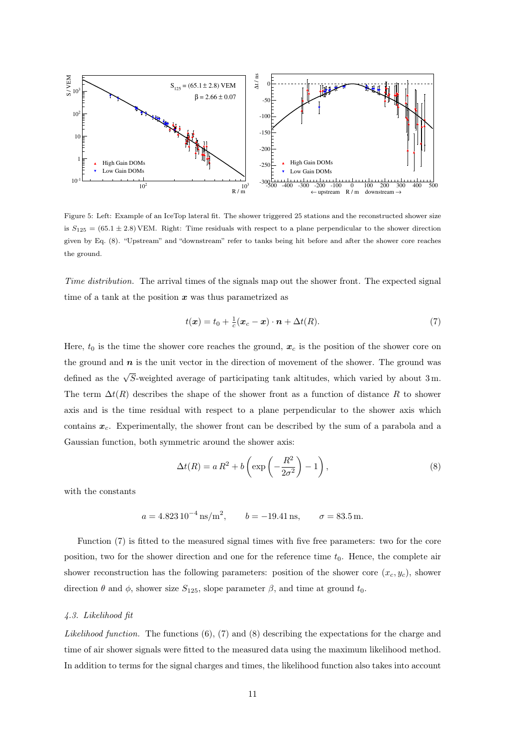Figure 5: Left: Example of an IceTop lateral fit. The shower triggered 25 stations and the reconstructed shower size is $S_{125} = (65.1 \pm 2.8)$ VEM. Right: Time residuals with respect to a plane perpendicular to the shower direction given by Eq. (8). "Upstream" and "downstream" refer to tanks being hit before and after the shower core reaches the ground.

*Time distribution.* The arrival times of the signals map out the shower front. The expected signal time of a tank at the position $\boldsymbol{x}$ was thus parametrized as

$$t(\boldsymbol{x}) = t_0 + \tfrac{1}{c}(\boldsymbol{x}_c - \boldsymbol{x}) \cdot \boldsymbol{n} + \Delta t(R). \tag{7}$$

Here, $t_0$ is the time the shower core reaches the ground, $\boldsymbol{x}_c$ is the position of the shower core on the ground and $\boldsymbol{n}$ is the unit vector in the direction of movement of the shower. The ground was defined as the $\sqrt{S}$-weighted average of participating tank altitudes, which varied by about 3 m. The term $\Delta t(R)$ describes the shape of the shower front as a function of distance $R$ to shower axis and is the time residual with respect to a plane perpendicular to the shower axis which contains $\boldsymbol{x}_c$. Experimentally, the shower front can be described by the sum of a parabola and a Gaussian function, both symmetric around the shower axis:

$$\Delta t(R) = a\, R^2 + b \left( \exp\left( -\frac{R^2}{2\sigma^2} \right) - 1 \right), \tag{8}$$

with the constants

$$a = 4.823\, 10^{-4}\, \mathrm{ns/m^2}, \qquad b = -19.41\, \mathrm{ns}, \qquad \sigma = 83.5\, \mathrm{m}.$$

Function (7) is fitted to the measured signal times with five free parameters: two for the core position, two for the shower direction and one for the reference time $t_0$. Hence, the complete air shower reconstruction has the following parameters: position of the shower core $(x_c, y_c)$, shower direction $\theta$ and $\phi$, shower size $S_{125}$, slope parameter $\beta$, and time at ground $t_0$.

### 4.3. Likelihood fit

*Likelihood function.* The functions (6), (7) and (8) describing the expectations for the charge and time of air shower signals were fitted to the measured data using the maximum likelihood method. In addition to terms for the signal charges and times, the likelihood function also takes into account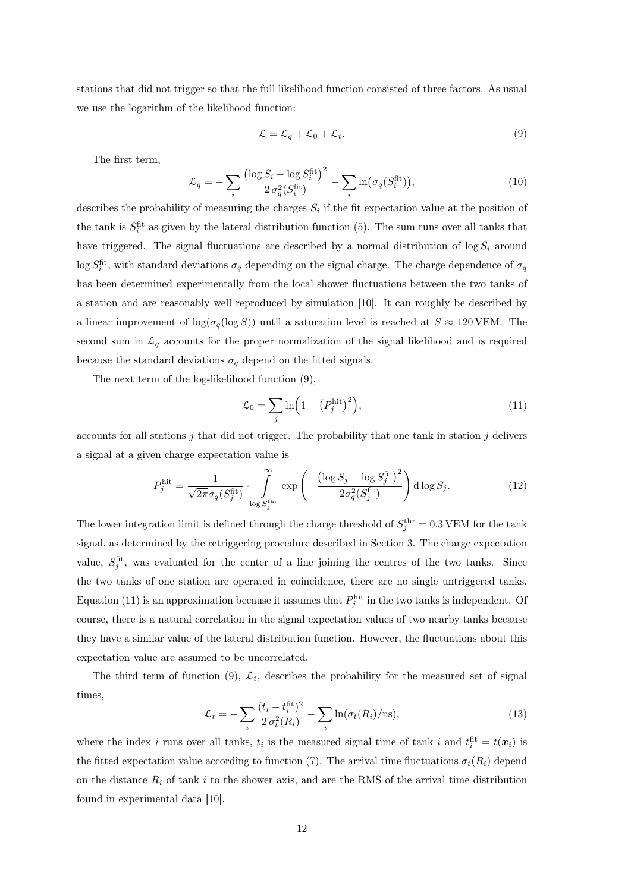stations that did not trigger so that the full likelihood function consisted of three factors. As usual we use the logarithm of the likelihood function:

$$\mathcal{L} = \mathcal{L}_q + \mathcal{L}_0 + \mathcal{L}_t. \tag{9}$$

The first term,

$$\mathcal{L}_q = -\sum_i \frac{\left(\log S_i - \log S_i^{\text{fit}}\right)^2}{2\,\sigma_q^2(S_i^{\text{fit}})} - \sum_i \ln\!\big(\sigma_q(S_i^{\text{fit}})\big), \tag{10}$$

describes the probability of measuring the charges $S_i$ if the fit expectation value at the position of the tank is $S_i^{\text{fit}}$ as given by the lateral distribution function (5). The sum runs over all tanks that have triggered. The signal fluctuations are described by a normal distribution of $\log S_i$ around $\log S_i^{\text{fit}}$, with standard deviations $\sigma_q$ depending on the signal charge. The charge dependence of $\sigma_q$ has been determined experimentally from the local shower fluctuations between the two tanks of a station and are reasonably well reproduced by simulation [10]. It can roughly be described by a linear improvement of $\log(\sigma_q(\log S))$ until a saturation level is reached at $S \approx 120\,\text{VEM}$. The second sum in $\mathcal{L}_q$ accounts for the proper normalization of the signal likelihood and is required because the standard deviations $\sigma_q$ depend on the fitted signals.

The next term of the log-likelihood function (9),

$$\mathcal{L}_0 = \sum_j \ln\!\Big(1 - \big(P_j^{\text{hit}}\big)^2\Big), \tag{11}$$

accounts for all stations $j$ that did not trigger. The probability that one tank in station $j$ delivers a signal at a given charge expectation value is

$$P_j^{\text{hit}} = \frac{1}{\sqrt{2\pi}\sigma_q(S_j^{\text{fit}})} \cdot \int\limits_{\log S_j^{\text{thr}}}^{\infty} \exp\left(-\frac{\left(\log S_j - \log S_j^{\text{fit}}\right)^2}{2\sigma_q^2(S_j^{\text{fit}})}\right) \mathrm{d}\log S_j. \tag{12}$$

The lower integration limit is defined through the charge threshold of $S_j^{\text{thr}} = 0.3\,\text{VEM}$ for the tank signal, as determined by the retriggering procedure described in Section 3. The charge expectation value, $S_j^{\text{fit}}$, was evaluated for the center of a line joining the centres of the two tanks. Since the two tanks of one station are operated in coincidence, there are no single untriggered tanks. Equation (11) is an approximation because it assumes that $P_j^{\text{hit}}$ in the two tanks is independent. Of course, there is a natural correlation in the signal expectation values of two nearby tanks because they have a similar value of the lateral distribution function. However, the fluctuations about this expectation value are assumed to be uncorrelated.

The third term of function (9), $\mathcal{L}_t$, describes the probability for the measured set of signal times,

$$\mathcal{L}_t = -\sum_i \frac{(t_i - t_i^{\text{fit}})^2}{2\,\sigma_t^2(R_i)} - \sum_i \ln(\sigma_t(R_i)/\text{ns}), \tag{13}$$

where the index $i$ runs over all tanks, $t_i$ is the measured signal time of tank $i$ and $t_i^{\text{fit}} = t(\boldsymbol{x}_i)$ is the fitted expectation value according to function (7). The arrival time fluctuations $\sigma_t(R_i)$ depend on the distance $R_i$ of tank $i$ to the shower axis, and are the RMS of the arrival time distribution found in experimental data [10].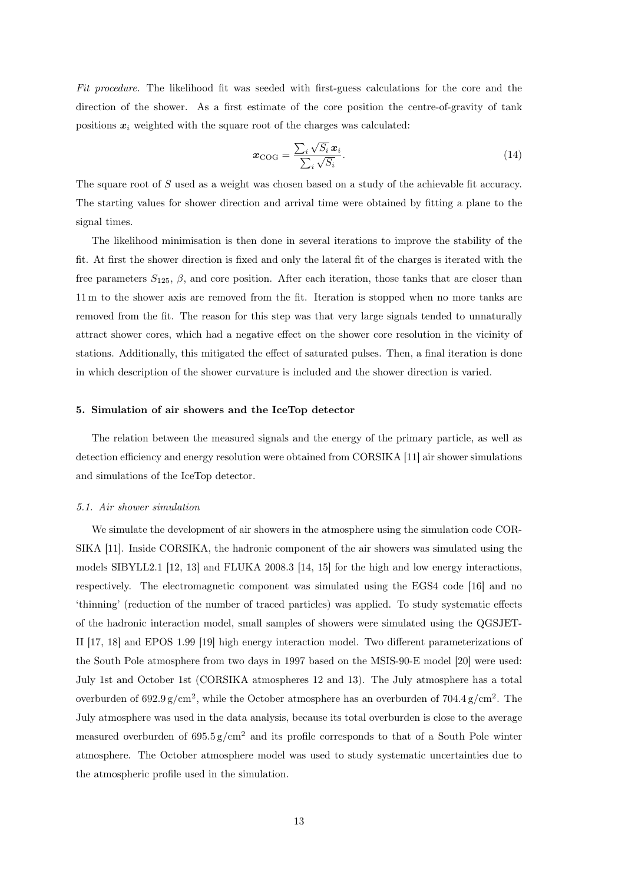*Fit procedure.* The likelihood fit was seeded with first-guess calculations for the core and the direction of the shower. As a first estimate of the core position the centre-of-gravity of tank positions $\boldsymbol{x}_i$ weighted with the square root of the charges was calculated:

$$\boldsymbol{x}_{\mathrm{COG}} = \frac{\sum_i \sqrt{S_i}\,\boldsymbol{x}_i}{\sum_i \sqrt{S_i}}. \tag{14}$$

The square root of $S$ used as a weight was chosen based on a study of the achievable fit accuracy. The starting values for shower direction and arrival time were obtained by fitting a plane to the signal times.

The likelihood minimisation is then done in several iterations to improve the stability of the fit. At first the shower direction is fixed and only the lateral fit of the charges is iterated with the free parameters $S_{125}$, $\beta$, and core position. After each iteration, those tanks that are closer than 11 m to the shower axis are removed from the fit. Iteration is stopped when no more tanks are removed from the fit. The reason for this step was that very large signals tended to unnaturally attract shower cores, which had a negative effect on the shower core resolution in the vicinity of stations. Additionally, this mitigated the effect of saturated pulses. Then, a final iteration is done in which description of the shower curvature is included and the shower direction is varied.

## 5. Simulation of air showers and the IceTop detector

The relation between the measured signals and the energy of the primary particle, as well as detection efficiency and energy resolution were obtained from CORSIKA [11] air shower simulations and simulations of the IceTop detector.

### *5.1. Air shower simulation*

We simulate the development of air showers in the atmosphere using the simulation code CORSIKA [11]. Inside CORSIKA, the hadronic component of the air showers was simulated using the models SIBYLL2.1 [12, 13] and FLUKA 2008.3 [14, 15] for the high and low energy interactions, respectively. The electromagnetic component was simulated using the EGS4 code [16] and no 'thinning' (reduction of the number of traced particles) was applied. To study systematic effects of the hadronic interaction model, small samples of showers were simulated using the QGSJET-II [17, 18] and EPOS 1.99 [19] high energy interaction model. Two different parameterizations of the South Pole atmosphere from two days in 1997 based on the MSIS-90-E model [20] were used: July 1st and October 1st (CORSIKA atmospheres 12 and 13). The July atmosphere has a total overburden of $692.9\,\mathrm{g/cm^2}$, while the October atmosphere has an overburden of $704.4\,\mathrm{g/cm^2}$. The July atmosphere was used in the data analysis, because its total overburden is close to the average measured overburden of $695.5\,\mathrm{g/cm^2}$ and its profile corresponds to that of a South Pole winter atmosphere. The October atmosphere model was used to study systematic uncertainties due to the atmospheric profile used in the simulation.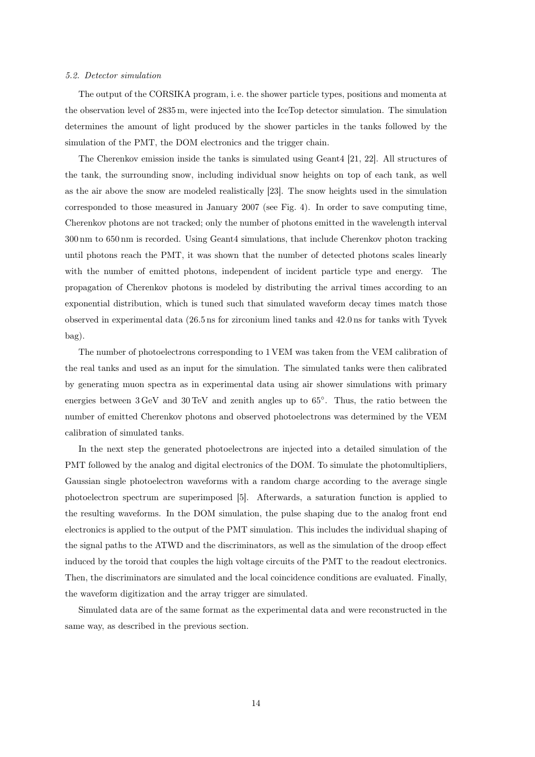### *5.2. Detector simulation*

The output of the CORSIKA program, i. e. the shower particle types, positions and momenta at the observation level of 2835 m, were injected into the IceTop detector simulation. The simulation determines the amount of light produced by the shower particles in the tanks followed by the simulation of the PMT, the DOM electronics and the trigger chain.

The Cherenkov emission inside the tanks is simulated using Geant4 [21, 22]. All structures of the tank, the surrounding snow, including individual snow heights on top of each tank, as well as the air above the snow are modeled realistically [23]. The snow heights used in the simulation corresponded to those measured in January 2007 (see Fig. 4). In order to save computing time, Cherenkov photons are not tracked; only the number of photons emitted in the wavelength interval 300 nm to 650 nm is recorded. Using Geant4 simulations, that include Cherenkov photon tracking until photons reach the PMT, it was shown that the number of detected photons scales linearly with the number of emitted photons, independent of incident particle type and energy. The propagation of Cherenkov photons is modeled by distributing the arrival times according to an exponential distribution, which is tuned such that simulated waveform decay times match those observed in experimental data (26.5 ns for zirconium lined tanks and 42.0 ns for tanks with Tyvek bag).

The number of photoelectrons corresponding to 1 VEM was taken from the VEM calibration of the real tanks and used as an input for the simulation. The simulated tanks were then calibrated by generating muon spectra as in experimental data using air shower simulations with primary energies between 3 GeV and 30 TeV and zenith angles up to 65°. Thus, the ratio between the number of emitted Cherenkov photons and observed photoelectrons was determined by the VEM calibration of simulated tanks.

In the next step the generated photoelectrons are injected into a detailed simulation of the PMT followed by the analog and digital electronics of the DOM. To simulate the photomultipliers, Gaussian single photoelectron waveforms with a random charge according to the average single photoelectron spectrum are superimposed [5]. Afterwards, a saturation function is applied to the resulting waveforms. In the DOM simulation, the pulse shaping due to the analog front end electronics is applied to the output of the PMT simulation. This includes the individual shaping of the signal paths to the ATWD and the discriminators, as well as the simulation of the droop effect induced by the toroid that couples the high voltage circuits of the PMT to the readout electronics. Then, the discriminators are simulated and the local coincidence conditions are evaluated. Finally, the waveform digitization and the array trigger are simulated.

Simulated data are of the same format as the experimental data and were reconstructed in the same way, as described in the previous section.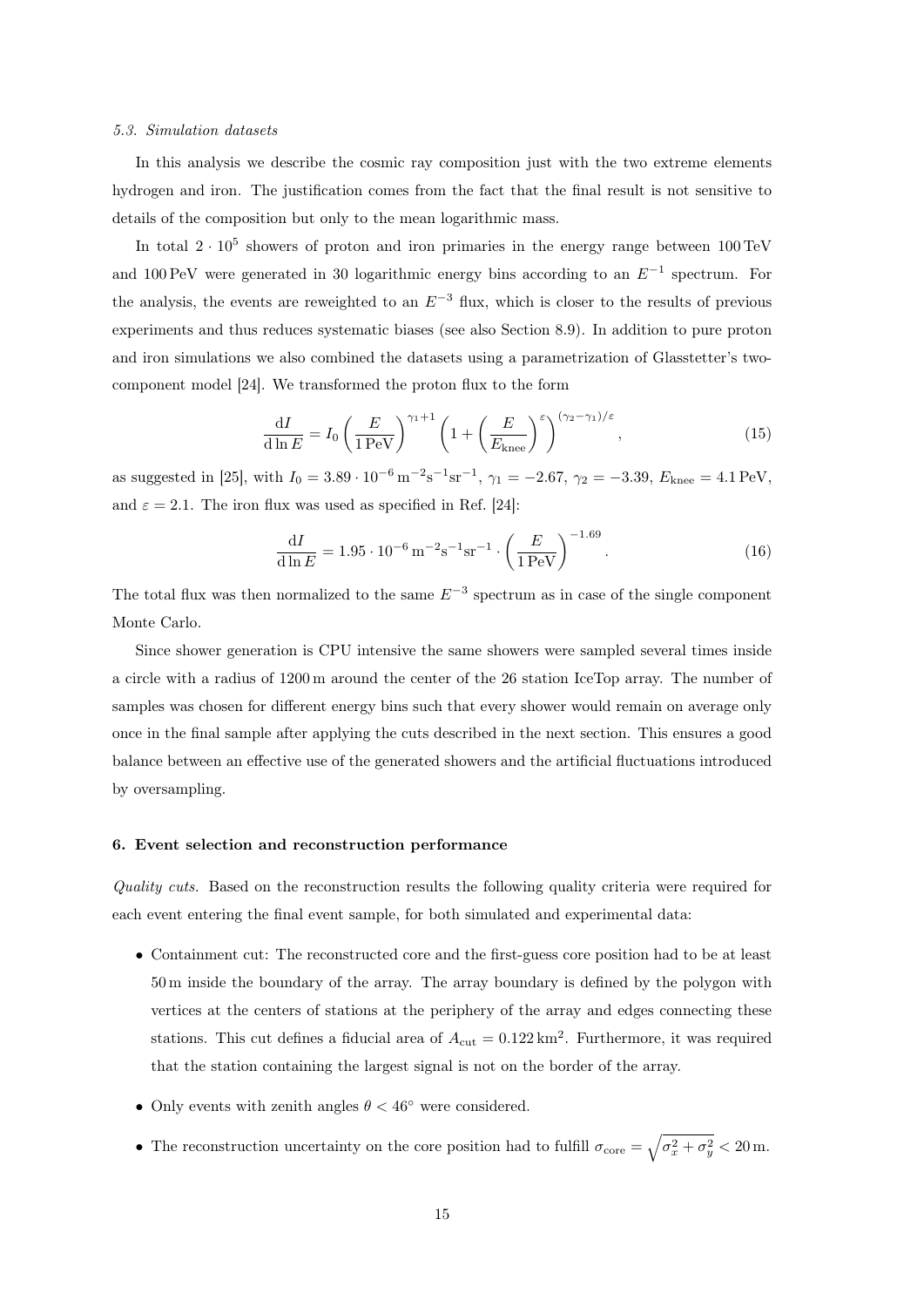### 5.3. Simulation datasets

In this analysis we describe the cosmic ray composition just with the two extreme elements hydrogen and iron. The justification comes from the fact that the final result is not sensitive to details of the composition but only to the mean logarithmic mass.

In total $2 \cdot 10^5$ showers of proton and iron primaries in the energy range between 100 TeV and 100 PeV were generated in 30 logarithmic energy bins according to an $E^{-1}$ spectrum. For the analysis, the events are reweighted to an $E^{-3}$ flux, which is closer to the results of previous experiments and thus reduces systematic biases (see also Section 8.9). In addition to pure proton and iron simulations we also combined the datasets using a parametrization of Glasstetter's two-component model [24]. We transformed the proton flux to the form

$$\frac{\mathrm{d}I}{\mathrm{d}\ln E} = I_0 \left(\frac{E}{1\,\mathrm{PeV}}\right)^{\gamma_1+1} \left(1 + \left(\frac{E}{E_{\mathrm{knee}}}\right)^{\varepsilon}\right)^{(\gamma_2-\gamma_1)/\varepsilon}, \tag{15}$$

as suggested in [25], with $I_0 = 3.89 \cdot 10^{-6}\,\mathrm{m}^{-2}\mathrm{s}^{-1}\mathrm{sr}^{-1}$, $\gamma_1 = -2.67$, $\gamma_2 = -3.39$, $E_{\mathrm{knee}} = 4.1\,\mathrm{PeV}$, and $\varepsilon = 2.1$. The iron flux was used as specified in Ref. [24]:

$$\frac{\mathrm{d}I}{\mathrm{d}\ln E} = 1.95 \cdot 10^{-6}\,\mathrm{m}^{-2}\mathrm{s}^{-1}\mathrm{sr}^{-1} \cdot \left(\frac{E}{1\,\mathrm{PeV}}\right)^{-1.69}. \tag{16}$$

The total flux was then normalized to the same $E^{-3}$ spectrum as in case of the single component Monte Carlo.

Since shower generation is CPU intensive the same showers were sampled several times inside a circle with a radius of 1200 m around the center of the 26 station IceTop array. The number of samples was chosen for different energy bins such that every shower would remain on average only once in the final sample after applying the cuts described in the next section. This ensures a good balance between an effective use of the generated showers and the artificial fluctuations introduced by oversampling.

## 6. Event selection and reconstruction performance

*Quality cuts.* Based on the reconstruction results the following quality criteria were required for each event entering the final event sample, for both simulated and experimental data:

- Containment cut: The reconstructed core and the first-guess core position had to be at least 50 m inside the boundary of the array. The array boundary is defined by the polygon with vertices at the centers of stations at the periphery of the array and edges connecting these stations. This cut defines a fiducial area of $A_{\mathrm{cut}} = 0.122\,\mathrm{km}^2$. Furthermore, it was required that the station containing the largest signal is not on the border of the array.
- Only events with zenith angles $\theta < 46°$ were considered.
- The reconstruction uncertainty on the core position had to fulfill $\sigma_{\mathrm{core}} = \sqrt{\sigma_x^2 + \sigma_y^2} < 20\,\mathrm{m}$.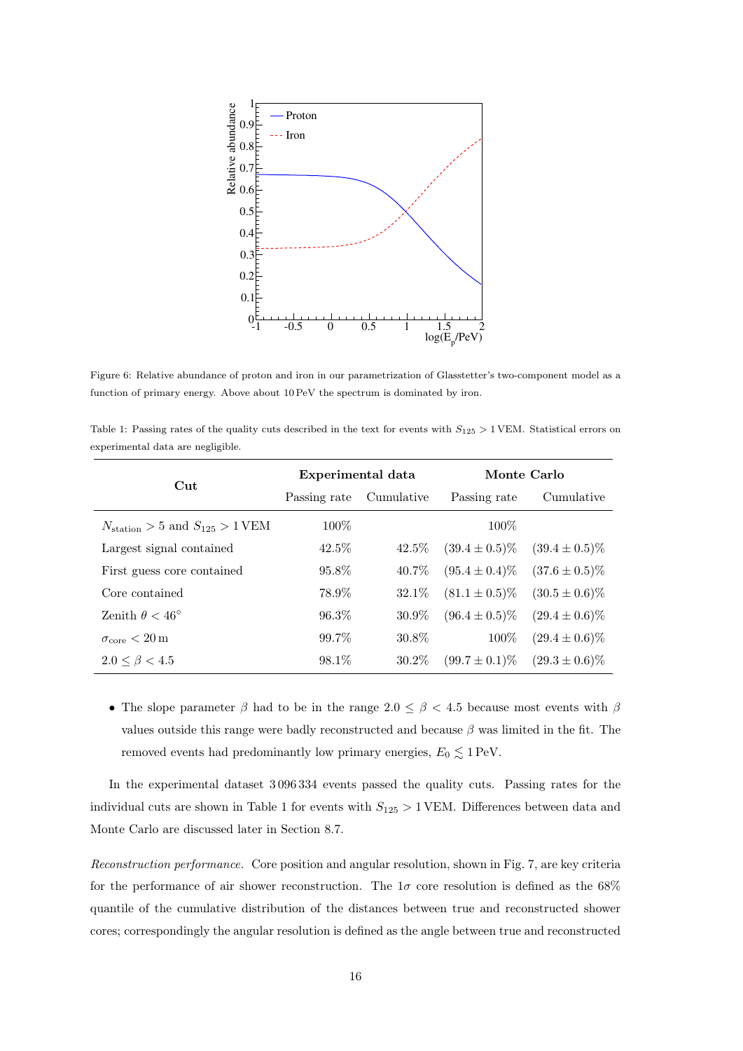Figure 6: Relative abundance of proton and iron in our parametrization of Glasstetter's two-component model as a function of primary energy. Above about 10 PeV the spectrum is dominated by iron.

Table 1: Passing rates of the quality cuts described in the text for events with $S_{125} > 1\,\text{VEM}$. Statistical errors on experimental data are negligible.

| **Cut** | **Experimental data** | | **Monte Carlo** | |
|---|---|---|---|---|
| | Passing rate | Cumulative | Passing rate | Cumulative |
| $N_{\text{station}} > 5$ and $S_{125} > 1\,\text{VEM}$ | 100% | | 100% | |
| Largest signal contained | 42.5% | 42.5% | $(39.4 \pm 0.5)\%$ | $(39.4 \pm 0.5)\%$ |
| First guess core contained | 95.8% | 40.7% | $(95.4 \pm 0.4)\%$ | $(37.6 \pm 0.5)\%$ |
| Core contained | 78.9% | 32.1% | $(81.1 \pm 0.5)\%$ | $(30.5 \pm 0.6)\%$ |
| Zenith $\theta < 46°$ | 96.3% | 30.9% | $(96.4 \pm 0.5)\%$ | $(29.4 \pm 0.6)\%$ |
| $\sigma_{\text{core}} < 20\,\text{m}$ | 99.7% | 30.8% | 100% | $(29.4 \pm 0.6)\%$ |
| $2.0 \leq \beta < 4.5$ | 98.1% | 30.2% | $(99.7 \pm 0.1)\%$ | $(29.3 \pm 0.6)\%$ |

- The slope parameter $\beta$ had to be in the range $2.0 \leq \beta < 4.5$ because most events with $\beta$ values outside this range were badly reconstructed and because $\beta$ was limited in the fit. The removed events had predominantly low primary energies, $E_0 \lesssim 1\,\text{PeV}$.

In the experimental dataset 3 096 334 events passed the quality cuts. Passing rates for the individual cuts are shown in Table 1 for events with $S_{125} > 1\,\text{VEM}$. Differences between data and Monte Carlo are discussed later in Section 8.7.

*Reconstruction performance.* Core position and angular resolution, shown in Fig. 7, are key criteria for the performance of air shower reconstruction. The $1\sigma$ core resolution is defined as the 68% quantile of the cumulative distribution of the distances between true and reconstructed shower cores; correspondingly the angular resolution is defined as the angle between true and reconstructed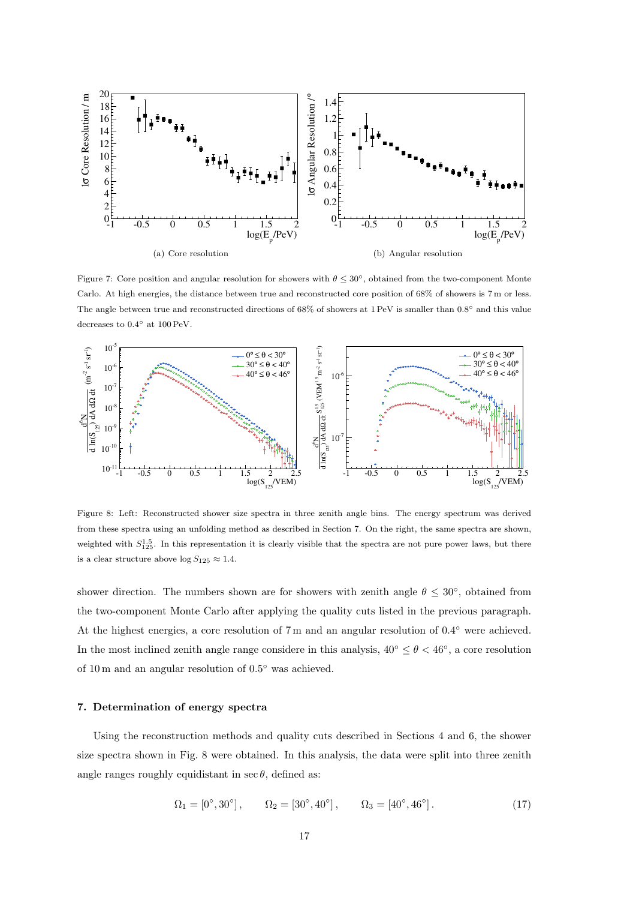(a) Core resolution

(b) Angular resolution

Figure 7: Core position and angular resolution for showers with $\theta \leq 30°$, obtained from the two-component Monte Carlo. At high energies, the distance between true and reconstructed core position of 68% of showers is 7 m or less. The angle between true and reconstructed directions of 68% of showers at 1 PeV is smaller than 0.8° and this value decreases to 0.4° at 100 PeV.

Figure 8: Left: Reconstructed shower size spectra in three zenith angle bins. The energy spectrum was derived from these spectra using an unfolding method as described in Section 7. On the right, the same spectra are shown, weighted with $S_{125}^{1.5}$. In this representation it is clearly visible that the spectra are not pure power laws, but there is a clear structure above $\log S_{125} \approx 1.4$.

shower direction. The numbers shown are for showers with zenith angle $\theta \leq 30°$, obtained from the two-component Monte Carlo after applying the quality cuts listed in the previous paragraph. At the highest energies, a core resolution of 7 m and an angular resolution of 0.4° were achieved. In the most inclined zenith angle range considere in this analysis, $40° \leq \theta < 46°$, a core resolution of 10 m and an angular resolution of 0.5° was achieved.

## 7. Determination of energy spectra

Using the reconstruction methods and quality cuts described in Sections 4 and 6, the shower size spectra shown in Fig. 8 were obtained. In this analysis, the data were split into three zenith angle ranges roughly equidistant in $\sec\theta$, defined as:

$$\Omega_1 = [0°, 30°], \qquad \Omega_2 = [30°, 40°], \qquad \Omega_3 = [40°, 46°]. \tag{17}$$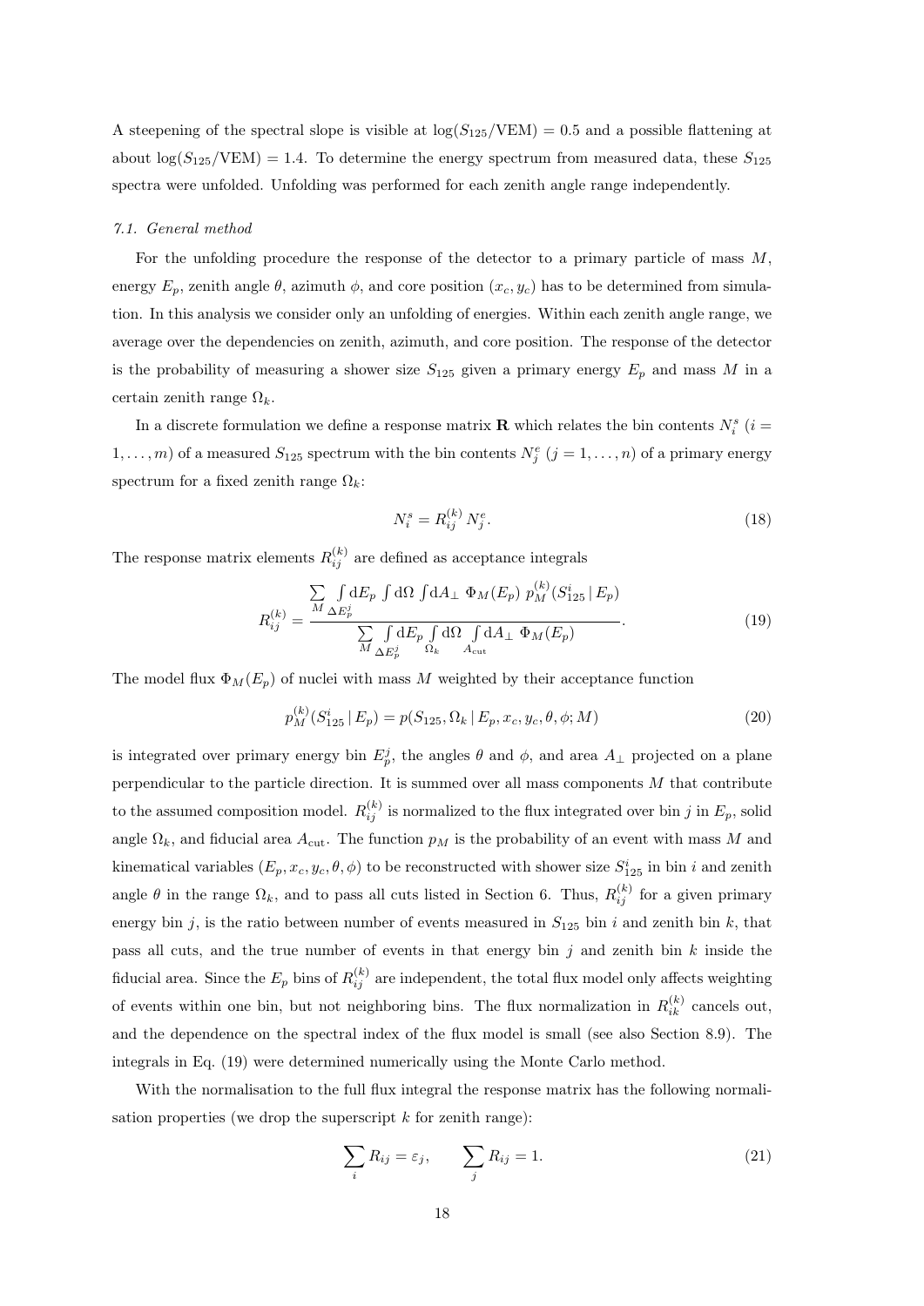A steepening of the spectral slope is visible at $\log(S_{125}/\mathrm{VEM}) = 0.5$ and a possible flattening at about $\log(S_{125}/\mathrm{VEM}) = 1.4$. To determine the energy spectrum from measured data, these $S_{125}$ spectra were unfolded. Unfolding was performed for each zenith angle range independently.

### *7.1. General method*

For the unfolding procedure the response of the detector to a primary particle of mass $M$, energy $E_p$, zenith angle $\theta$, azimuth $\phi$, and core position $(x_c, y_c)$ has to be determined from simulation. In this analysis we consider only an unfolding of energies. Within each zenith angle range, we average over the dependencies on zenith, azimuth, and core position. The response of the detector is the probability of measuring a shower size $S_{125}$ given a primary energy $E_p$ and mass $M$ in a certain zenith range $\Omega_k$.

In a discrete formulation we define a response matrix $\mathbf{R}$ which relates the bin contents $N_i^s$ ($i = 1, \ldots, m$) of a measured $S_{125}$ spectrum with the bin contents $N_j^e$ ($j = 1, \ldots, n$) of a primary energy spectrum for a fixed zenith range $\Omega_k$:

$$N_i^s = R_{ij}^{(k)} \, N_j^e. \tag{18}$$

The response matrix elements $R_{ij}^{(k)}$ are defined as acceptance integrals

$$R_{ij}^{(k)} = \frac{\sum\limits_M \int\limits_{\Delta E_p^j} \mathrm{d}E_p \int \mathrm{d}\Omega \int \mathrm{d}A_\perp \; \Phi_M(E_p) \; p_M^{(k)}(S_{125}^i \,|\, E_p)}{\sum\limits_M \int\limits_{\Delta E_p^j} \mathrm{d}E_p \int\limits_{\Omega_k} \mathrm{d}\Omega \int\limits_{A_\mathrm{cut}} \mathrm{d}A_\perp \; \Phi_M(E_p)}. \tag{19}$$

The model flux $\Phi_M(E_p)$ of nuclei with mass $M$ weighted by their acceptance function

$$p_M^{(k)}(S_{125}^i \,|\, E_p) = p(S_{125}, \Omega_k \,|\, E_p, x_c, y_c, \theta, \phi; M) \tag{20}$$

is integrated over primary energy bin $E_p^j$, the angles $\theta$ and $\phi$, and area $A_\perp$ projected on a plane perpendicular to the particle direction. It is summed over all mass components $M$ that contribute to the assumed composition model. $R_{ij}^{(k)}$ is normalized to the flux integrated over bin $j$ in $E_p$, solid angle $\Omega_k$, and fiducial area $A_\mathrm{cut}$. The function $p_M$ is the probability of an event with mass $M$ and kinematical variables $(E_p, x_c, y_c, \theta, \phi)$ to be reconstructed with shower size $S_{125}^i$ in bin $i$ and zenith angle $\theta$ in the range $\Omega_k$, and to pass all cuts listed in Section 6. Thus, $R_{ij}^{(k)}$ for a given primary energy bin $j$, is the ratio between number of events measured in $S_{125}$ bin $i$ and zenith bin $k$, that pass all cuts, and the true number of events in that energy bin $j$ and zenith bin $k$ inside the fiducial area. Since the $E_p$ bins of $R_{ij}^{(k)}$ are independent, the total flux model only affects weighting of events within one bin, but not neighboring bins. The flux normalization in $R_{ik}^{(k)}$ cancels out, and the dependence on the spectral index of the flux model is small (see also Section 8.9). The integrals in Eq. (19) were determined numerically using the Monte Carlo method.

With the normalisation to the full flux integral the response matrix has the following normalisation properties (we drop the superscript $k$ for zenith range):

$$\sum_i R_{ij} = \varepsilon_j, \qquad \sum_j R_{ij} = 1. \tag{21}$$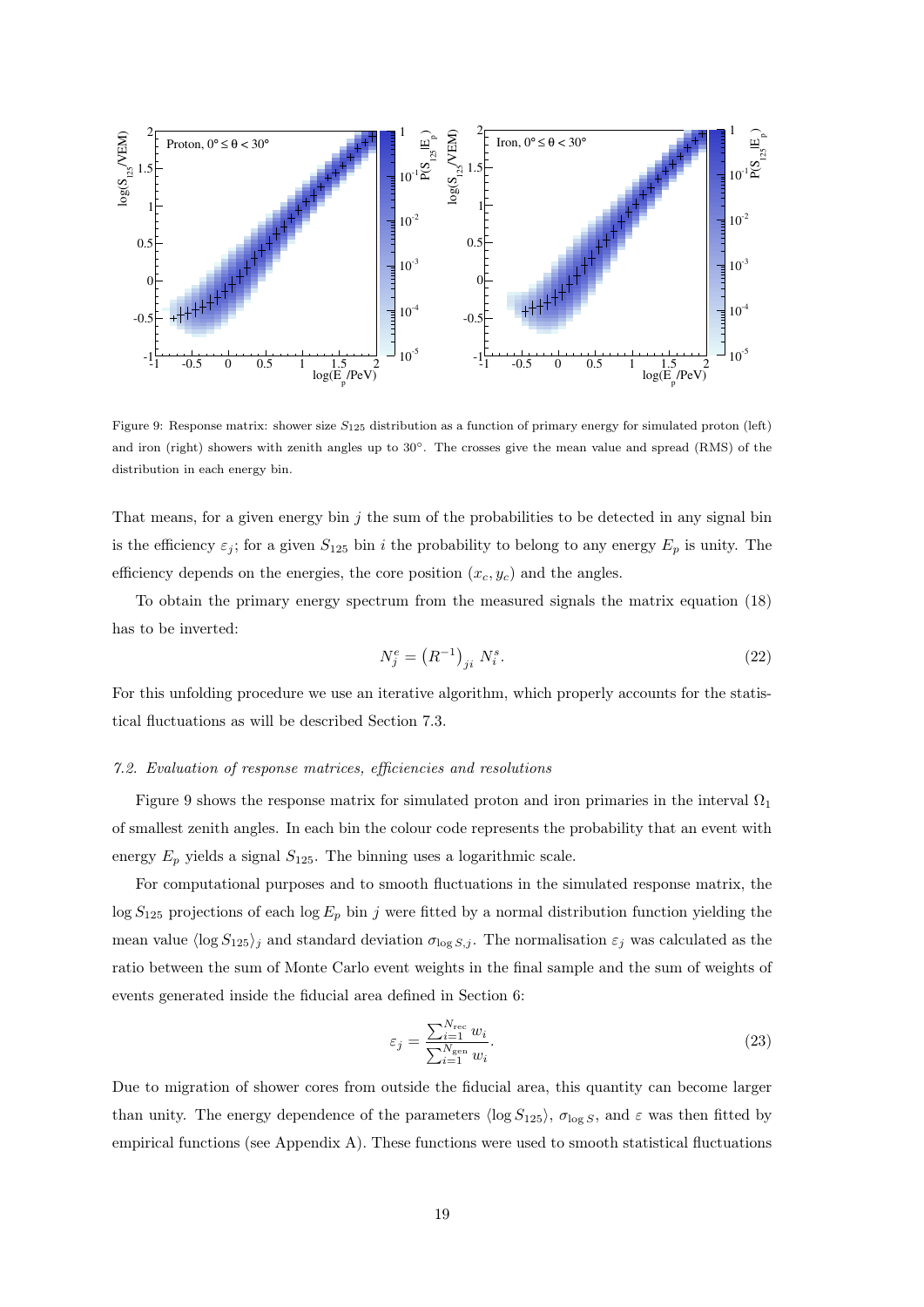Figure 9: Response matrix: shower size $S_{125}$ distribution as a function of primary energy for simulated proton (left) and iron (right) showers with zenith angles up to 30°. The crosses give the mean value and spread (RMS) of the distribution in each energy bin.

That means, for a given energy bin $j$ the sum of the probabilities to be detected in any signal bin is the efficiency $\varepsilon_j$; for a given $S_{125}$ bin $i$ the probability to belong to any energy $E_p$ is unity. The efficiency depends on the energies, the core position $(x_c, y_c)$ and the angles.

To obtain the primary energy spectrum from the measured signals the matrix equation (18) has to be inverted:

$$N_j^e = \left(R^{-1}\right)_{ji} N_i^s. \tag{22}$$

For this unfolding procedure we use an iterative algorithm, which properly accounts for the statistical fluctuations as will be described Section 7.3.

### 7.2. Evaluation of response matrices, efficiencies and resolutions

Figure 9 shows the response matrix for simulated proton and iron primaries in the interval $\Omega_1$ of smallest zenith angles. In each bin the colour code represents the probability that an event with energy $E_p$ yields a signal $S_{125}$. The binning uses a logarithmic scale.

For computational purposes and to smooth fluctuations in the simulated response matrix, the $\log S_{125}$ projections of each $\log E_p$ bin $j$ were fitted by a normal distribution function yielding the mean value $\langle \log S_{125} \rangle_j$ and standard deviation $\sigma_{\log S, j}$. The normalisation $\varepsilon_j$ was calculated as the ratio between the sum of Monte Carlo event weights in the final sample and the sum of weights of events generated inside the fiducial area defined in Section 6:

$$\varepsilon_j = \frac{\sum_{i=1}^{N_{\rm rec}} w_i}{\sum_{i=1}^{N_{\rm gen}} w_i}. \tag{23}$$

Due to migration of shower cores from outside the fiducial area, this quantity can become larger than unity. The energy dependence of the parameters $\langle \log S_{125} \rangle$, $\sigma_{\log S}$, and $\varepsilon$ was then fitted by empirical functions (see Appendix A). These functions were used to smooth statistical fluctuations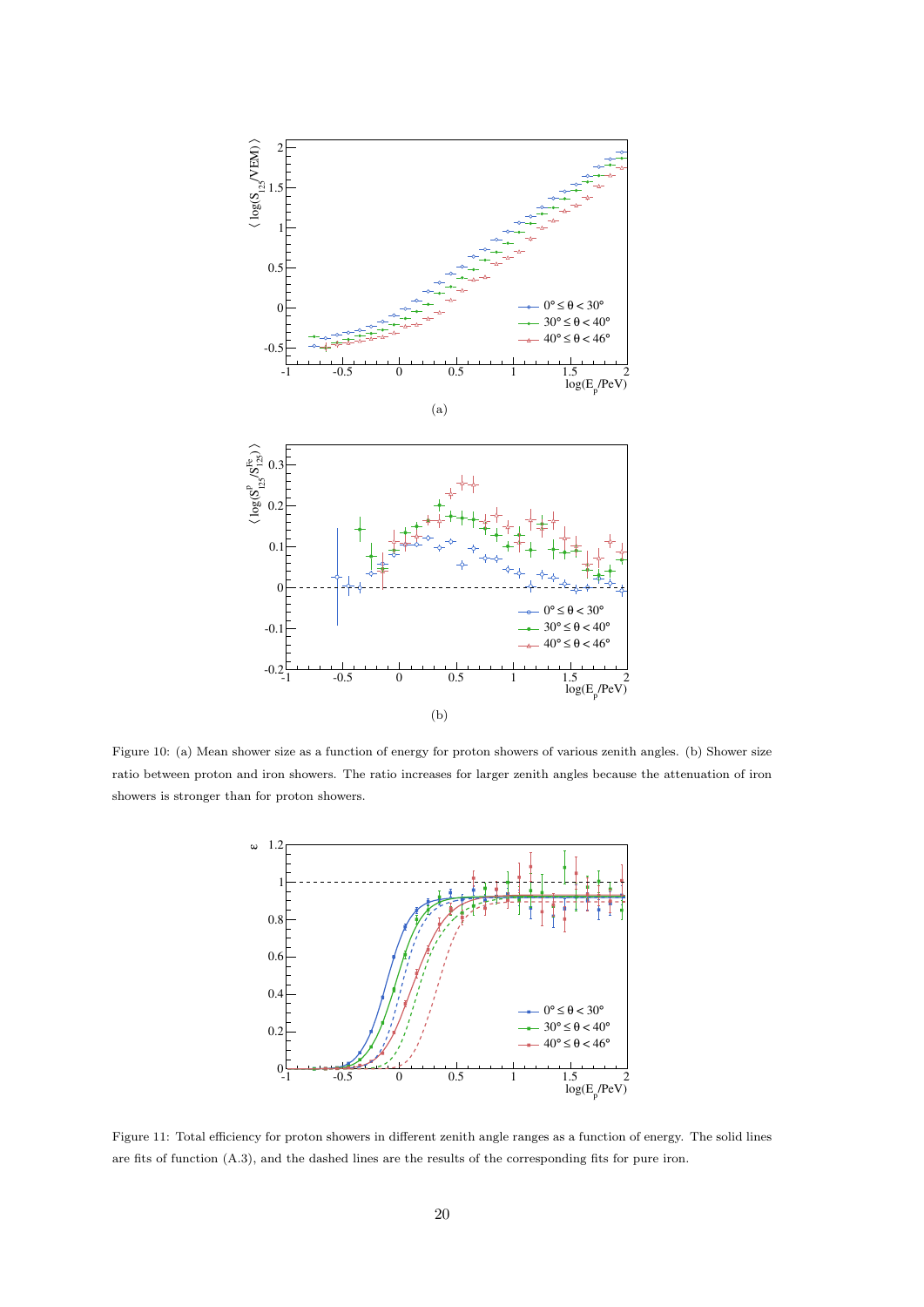(a)

(b)

Figure 10: (a) Mean shower size as a function of energy for proton showers of various zenith angles. (b) Shower size ratio between proton and iron showers. The ratio increases for larger zenith angles because the attenuation of iron showers is stronger than for proton showers.

Figure 11: Total efficiency for proton showers in different zenith angle ranges as a function of energy. The solid lines are fits of function (A.3), and the dashed lines are the results of the corresponding fits for pure iron.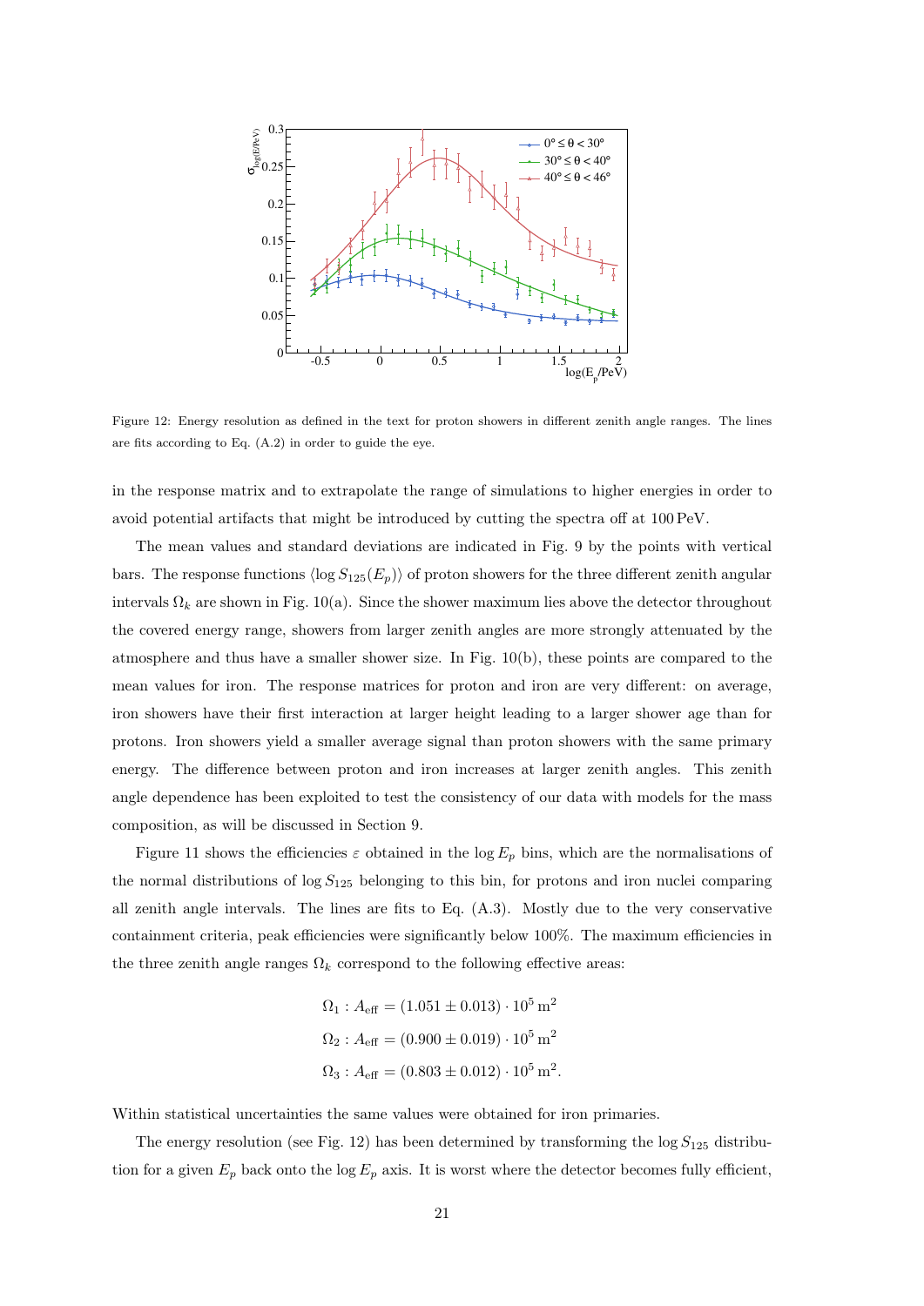Figure 12: Energy resolution as defined in the text for proton showers in different zenith angle ranges. The lines are fits according to Eq. (A.2) in order to guide the eye.

in the response matrix and to extrapolate the range of simulations to higher energies in order to avoid potential artifacts that might be introduced by cutting the spectra off at 100 PeV.

The mean values and standard deviations are indicated in Fig. 9 by the points with vertical bars. The response functions $\langle \log S_{125}(E_p) \rangle$ of proton showers for the three different zenith angular intervals $\Omega_k$ are shown in Fig. 10(a). Since the shower maximum lies above the detector throughout the covered energy range, showers from larger zenith angles are more strongly attenuated by the atmosphere and thus have a smaller shower size. In Fig. 10(b), these points are compared to the mean values for iron. The response matrices for proton and iron are very different: on average, iron showers have their first interaction at larger height leading to a larger shower age than for protons. Iron showers yield a smaller average signal than proton showers with the same primary energy. The difference between proton and iron increases at larger zenith angles. This zenith angle dependence has been exploited to test the consistency of our data with models for the mass composition, as will be discussed in Section 9.

Figure 11 shows the efficiencies $\varepsilon$ obtained in the $\log E_p$ bins, which are the normalisations of the normal distributions of $\log S_{125}$ belonging to this bin, for protons and iron nuclei comparing all zenith angle intervals. The lines are fits to Eq. (A.3). Mostly due to the very conservative containment criteria, peak efficiencies were significantly below 100%. The maximum efficiencies in the three zenith angle ranges $\Omega_k$ correspond to the following effective areas:

$$\Omega_1 : A_{\text{eff}} = (1.051 \pm 0.013) \cdot 10^5 \, \text{m}^2$$

$$\Omega_2 : A_{\text{eff}} = (0.900 \pm 0.019) \cdot 10^5 \, \text{m}^2$$

$$\Omega_3 : A_{\text{eff}} = (0.803 \pm 0.012) \cdot 10^5 \, \text{m}^2.$$

Within statistical uncertainties the same values were obtained for iron primaries.

The energy resolution (see Fig. 12) has been determined by transforming the $\log S_{125}$ distribution for a given $E_p$ back onto the $\log E_p$ axis. It is worst where the detector becomes fully efficient,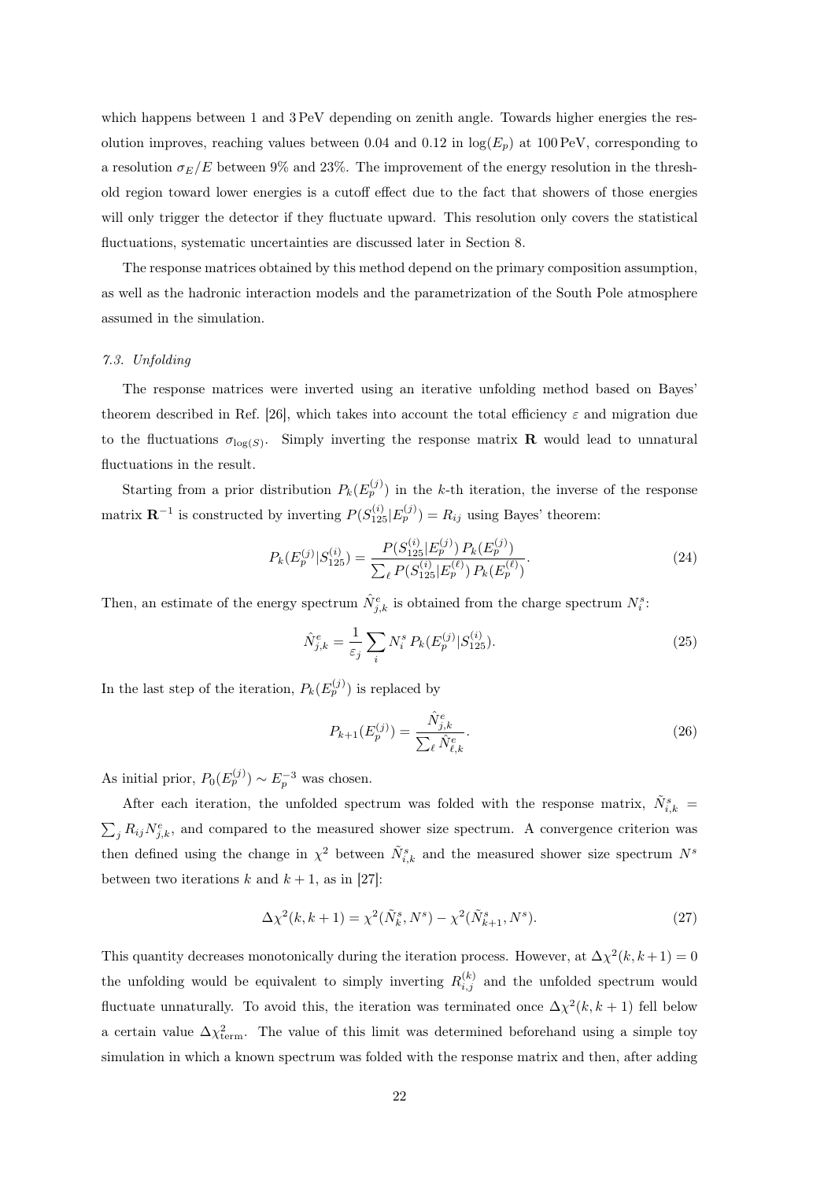which happens between 1 and 3 PeV depending on zenith angle. Towards higher energies the resolution improves, reaching values between 0.04 and 0.12 in $\log(E_p)$ at 100 PeV, corresponding to a resolution $\sigma_E/E$ between 9% and 23%. The improvement of the energy resolution in the threshold region toward lower energies is a cutoff effect due to the fact that showers of those energies will only trigger the detector if they fluctuate upward. This resolution only covers the statistical fluctuations, systematic uncertainties are discussed later in Section 8.

The response matrices obtained by this method depend on the primary composition assumption, as well as the hadronic interaction models and the parametrization of the South Pole atmosphere assumed in the simulation.

### *7.3. Unfolding*

The response matrices were inverted using an iterative unfolding method based on Bayes' theorem described in Ref. [26], which takes into account the total efficiency $\varepsilon$ and migration due to the fluctuations $\sigma_{\log(S)}$. Simply inverting the response matrix $\mathbf{R}$ would lead to unnatural fluctuations in the result.

Starting from a prior distribution $P_k(E_p^{(j)})$ in the $k$-th iteration, the inverse of the response matrix $\mathbf{R}^{-1}$ is constructed by inverting $P(S_{125}^{(i)}|E_p^{(j)}) = R_{ij}$ using Bayes' theorem:

$$P_k(E_p^{(j)}|S_{125}^{(i)}) = \frac{P(S_{125}^{(i)}|E_p^{(j)})\, P_k(E_p^{(j)})}{\sum_\ell P(S_{125}^{(i)}|E_p^{(\ell)})\, P_k(E_p^{(\ell)})}. \tag{24}$$

Then, an estimate of the energy spectrum $\hat{N}^e_{j,k}$ is obtained from the charge spectrum $N^s_i$:

$$\hat{N}^e_{j,k} = \frac{1}{\varepsilon_j} \sum_i N^s_i\, P_k(E_p^{(j)}|S_{125}^{(i)}). \tag{25}$$

In the last step of the iteration, $P_k(E_p^{(j)})$ is replaced by

$$P_{k+1}(E_p^{(j)}) = \frac{\hat{N}^e_{j,k}}{\sum_\ell \hat{N}^e_{\ell,k}}. \tag{26}$$

As initial prior, $P_0(E_p^{(j)}) \sim E_p^{-3}$ was chosen.

After each iteration, the unfolded spectrum was folded with the response matrix, $\tilde{N}^s_{i,k} = \sum_j R_{ij} N^e_{j,k}$, and compared to the measured shower size spectrum. A convergence criterion was then defined using the change in $\chi^2$ between $\tilde{N}^s_{i,k}$ and the measured shower size spectrum $N^s$ between two iterations $k$ and $k+1$, as in [27]:

$$\Delta\chi^2(k, k+1) = \chi^2(\tilde{N}^s_k, N^s) - \chi^2(\tilde{N}^s_{k+1}, N^s). \tag{27}$$

This quantity decreases monotonically during the iteration process. However, at $\Delta\chi^2(k, k+1) = 0$ the unfolding would be equivalent to simply inverting $R^{(k)}_{i,j}$ and the unfolded spectrum would fluctuate unnaturally. To avoid this, the iteration was terminated once $\Delta\chi^2(k, k+1)$ fell below a certain value $\Delta\chi^2_{\text{term}}$. The value of this limit was determined beforehand using a simple toy simulation in which a known spectrum was folded with the response matrix and then, after adding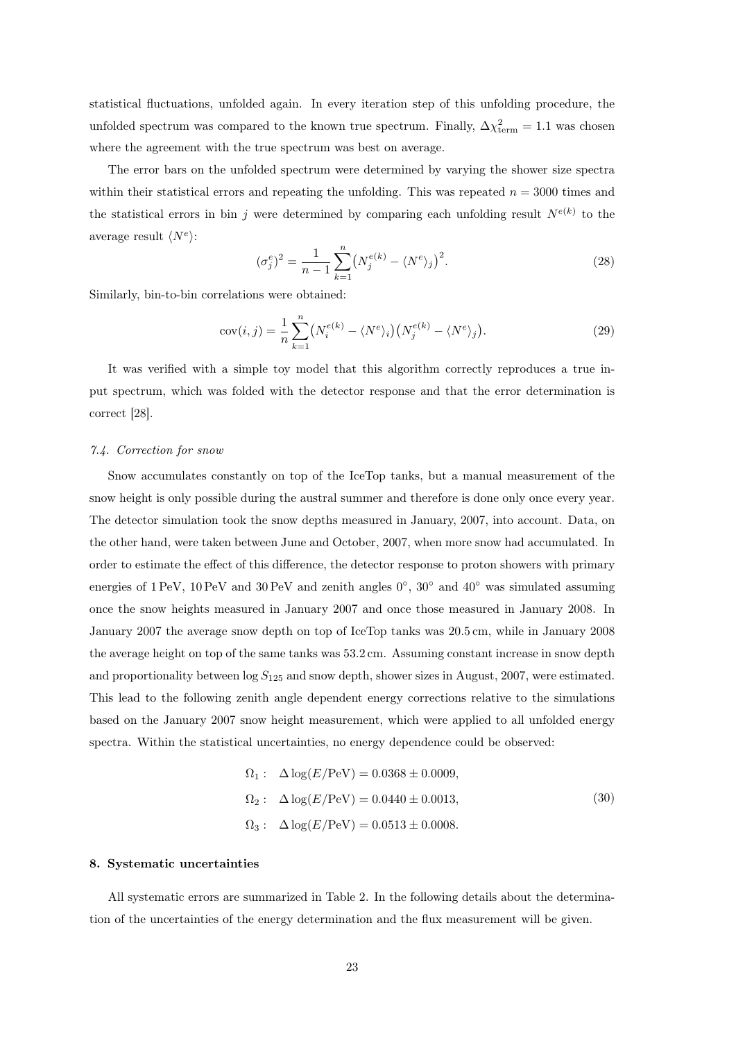statistical fluctuations, unfolded again. In every iteration step of this unfolding procedure, the unfolded spectrum was compared to the known true spectrum. Finally, $\Delta\chi^2_{\mathrm{term}} = 1.1$ was chosen where the agreement with the true spectrum was best on average.

The error bars on the unfolded spectrum were determined by varying the shower size spectra within their statistical errors and repeating the unfolding. This was repeated $n = 3000$ times and the statistical errors in bin $j$ were determined by comparing each unfolding result $N^{e(k)}$ to the average result $\langle N^e \rangle$:

$$(\sigma_j^e)^2 = \frac{1}{n-1} \sum_{k=1}^{n} \big(N_j^{e(k)} - \langle N^e \rangle_j\big)^2. \tag{28}$$

Similarly, bin-to-bin correlations were obtained:

$$\mathrm{cov}(i,j) = \frac{1}{n} \sum_{k=1}^{n} \big(N_i^{e(k)} - \langle N^e \rangle_i\big)\big(N_j^{e(k)} - \langle N^e \rangle_j\big). \tag{29}$$

It was verified with a simple toy model that this algorithm correctly reproduces a true input spectrum, which was folded with the detector response and that the error determination is correct [28].

### *7.4. Correction for snow*

Snow accumulates constantly on top of the IceTop tanks, but a manual measurement of the snow height is only possible during the austral summer and therefore is done only once every year. The detector simulation took the snow depths measured in January, 2007, into account. Data, on the other hand, were taken between June and October, 2007, when more snow had accumulated. In order to estimate the effect of this difference, the detector response to proton showers with primary energies of 1 PeV, 10 PeV and 30 PeV and zenith angles $0^\circ$, $30^\circ$ and $40^\circ$ was simulated assuming once the snow heights measured in January 2007 and once those measured in January 2008. In January 2007 the average snow depth on top of IceTop tanks was 20.5 cm, while in January 2008 the average height on top of the same tanks was 53.2 cm. Assuming constant increase in snow depth and proportionality between $\log S_{125}$ and snow depth, shower sizes in August, 2007, were estimated. This lead to the following zenith angle dependent energy corrections relative to the simulations based on the January 2007 snow height measurement, which were applied to all unfolded energy spectra. Within the statistical uncertainties, no energy dependence could be observed:

$$\begin{aligned}
\Omega_1 :&\quad \Delta \log(E/\mathrm{PeV}) = 0.0368 \pm 0.0009, \\
\Omega_2 :&\quad \Delta \log(E/\mathrm{PeV}) = 0.0440 \pm 0.0013, \\
\Omega_3 :&\quad \Delta \log(E/\mathrm{PeV}) = 0.0513 \pm 0.0008.
\end{aligned} \tag{30}$$

## 8. Systematic uncertainties

All systematic errors are summarized in Table 2. In the following details about the determination of the uncertainties of the energy determination and the flux measurement will be given.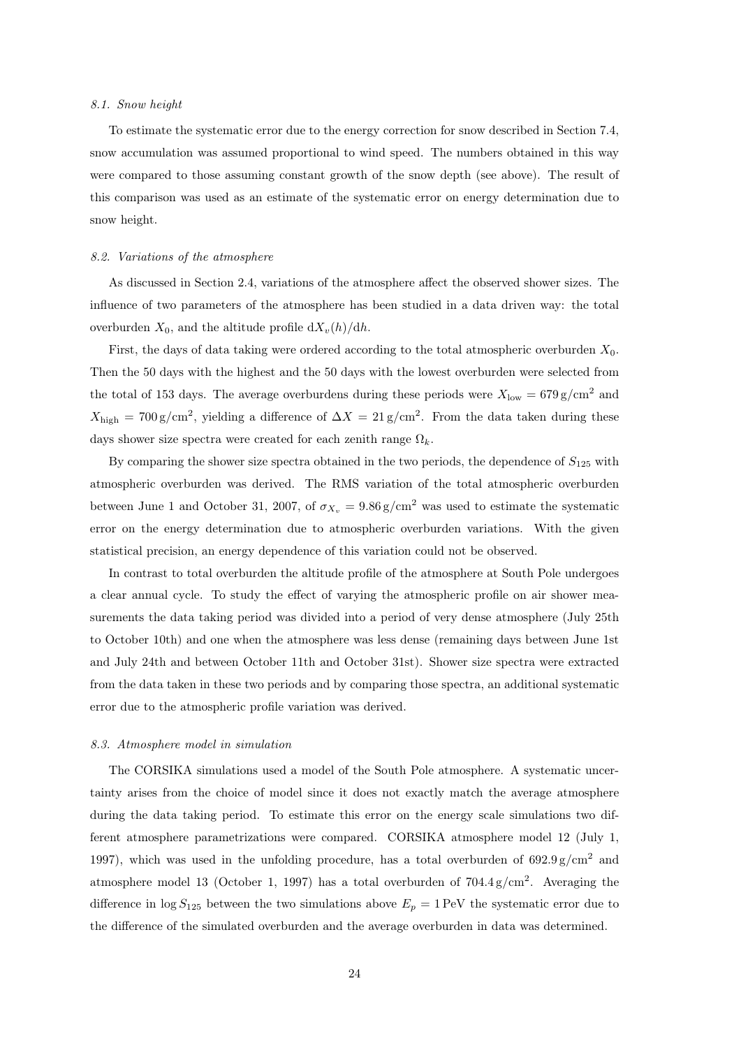### *8.1. Snow height*

To estimate the systematic error due to the energy correction for snow described in Section 7.4, snow accumulation was assumed proportional to wind speed. The numbers obtained in this way were compared to those assuming constant growth of the snow depth (see above). The result of this comparison was used as an estimate of the systematic error on energy determination due to snow height.

### *8.2. Variations of the atmosphere*

As discussed in Section 2.4, variations of the atmosphere affect the observed shower sizes. The influence of two parameters of the atmosphere has been studied in a data driven way: the total overburden $X_0$, and the altitude profile $\mathrm{d}X_v(h)/\mathrm{d}h$.

First, the days of data taking were ordered according to the total atmospheric overburden $X_0$. Then the 50 days with the highest and the 50 days with the lowest overburden were selected from the total of 153 days. The average overburdens during these periods were $X_{\mathrm{low}} = 679\,\mathrm{g/cm^2}$ and $X_{\mathrm{high}} = 700\,\mathrm{g/cm^2}$, yielding a difference of $\Delta X = 21\,\mathrm{g/cm^2}$. From the data taken during these days shower size spectra were created for each zenith range $\Omega_k$.

By comparing the shower size spectra obtained in the two periods, the dependence of $S_{125}$ with atmospheric overburden was derived. The RMS variation of the total atmospheric overburden between June 1 and October 31, 2007, of $\sigma_{X_v} = 9.86\,\mathrm{g/cm^2}$ was used to estimate the systematic error on the energy determination due to atmospheric overburden variations. With the given statistical precision, an energy dependence of this variation could not be observed.

In contrast to total overburden the altitude profile of the atmosphere at South Pole undergoes a clear annual cycle. To study the effect of varying the atmospheric profile on air shower measurements the data taking period was divided into a period of very dense atmosphere (July 25th to October 10th) and one when the atmosphere was less dense (remaining days between June 1st and July 24th and between October 11th and October 31st). Shower size spectra were extracted from the data taken in these two periods and by comparing those spectra, an additional systematic error due to the atmospheric profile variation was derived.

### *8.3. Atmosphere model in simulation*

The CORSIKA simulations used a model of the South Pole atmosphere. A systematic uncertainty arises from the choice of model since it does not exactly match the average atmosphere during the data taking period. To estimate this error on the energy scale simulations two different atmosphere parametrizations were compared. CORSIKA atmosphere model 12 (July 1, 1997), which was used in the unfolding procedure, has a total overburden of $692.9\,\mathrm{g/cm^2}$ and atmosphere model 13 (October 1, 1997) has a total overburden of $704.4\,\mathrm{g/cm^2}$. Averaging the difference in $\log S_{125}$ between the two simulations above $E_p = 1\,\mathrm{PeV}$ the systematic error due to the difference of the simulated overburden and the average overburden in data was determined.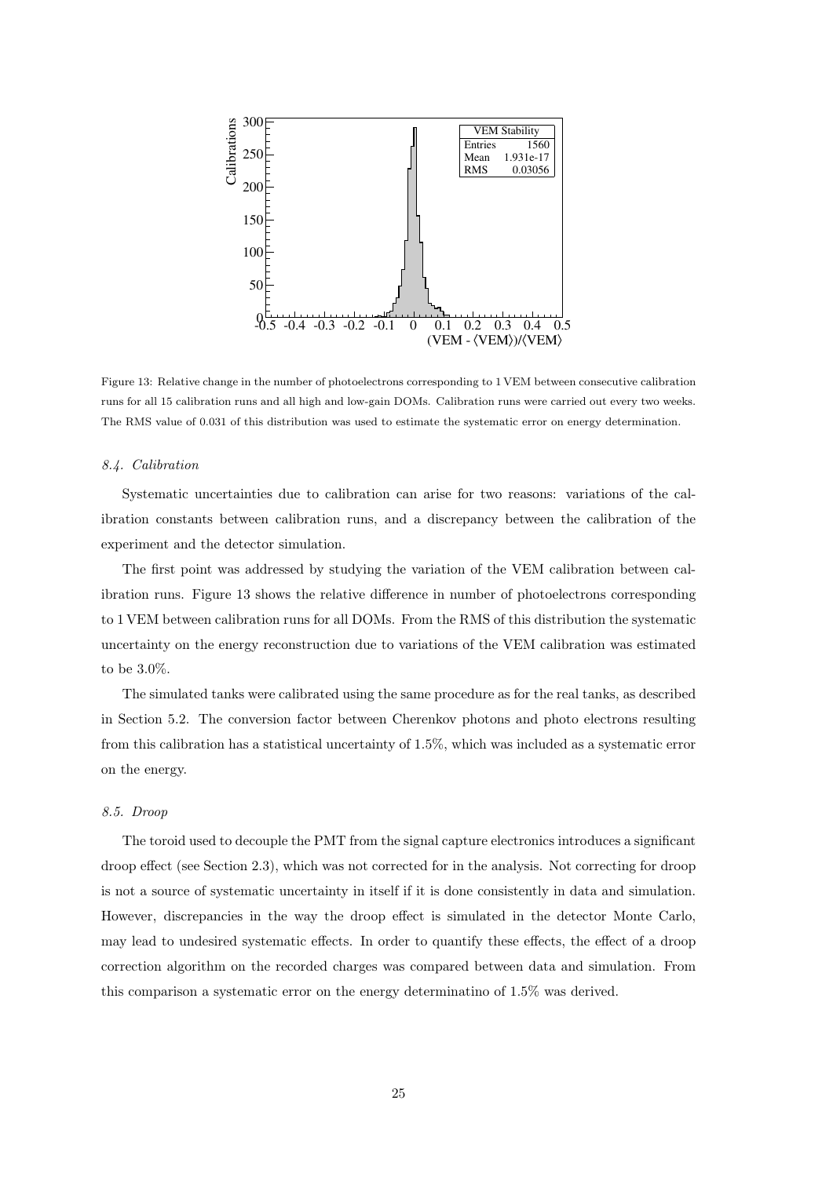Figure 13: Relative change in the number of photoelectrons corresponding to 1 VEM between consecutive calibration runs for all 15 calibration runs and all high and low-gain DOMs. Calibration runs were carried out every two weeks. The RMS value of 0.031 of this distribution was used to estimate the systematic error on energy determination.

### *8.4. Calibration*

Systematic uncertainties due to calibration can arise for two reasons: variations of the calibration constants between calibration runs, and a discrepancy between the calibration of the experiment and the detector simulation.

The first point was addressed by studying the variation of the VEM calibration between calibration runs. Figure 13 shows the relative difference in number of photoelectrons corresponding to 1 VEM between calibration runs for all DOMs. From the RMS of this distribution the systematic uncertainty on the energy reconstruction due to variations of the VEM calibration was estimated to be 3.0%.

The simulated tanks were calibrated using the same procedure as for the real tanks, as described in Section 5.2. The conversion factor between Cherenkov photons and photo electrons resulting from this calibration has a statistical uncertainty of 1.5%, which was included as a systematic error on the energy.

### *8.5. Droop*

The toroid used to decouple the PMT from the signal capture electronics introduces a significant droop effect (see Section 2.3), which was not corrected for in the analysis. Not correcting for droop is not a source of systematic uncertainty in itself if it is done consistently in data and simulation. However, discrepancies in the way the droop effect is simulated in the detector Monte Carlo, may lead to undesired systematic effects. In order to quantify these effects, the effect of a droop correction algorithm on the recorded charges was compared between data and simulation. From this comparison a systematic error on the energy determinatino of 1.5% was derived.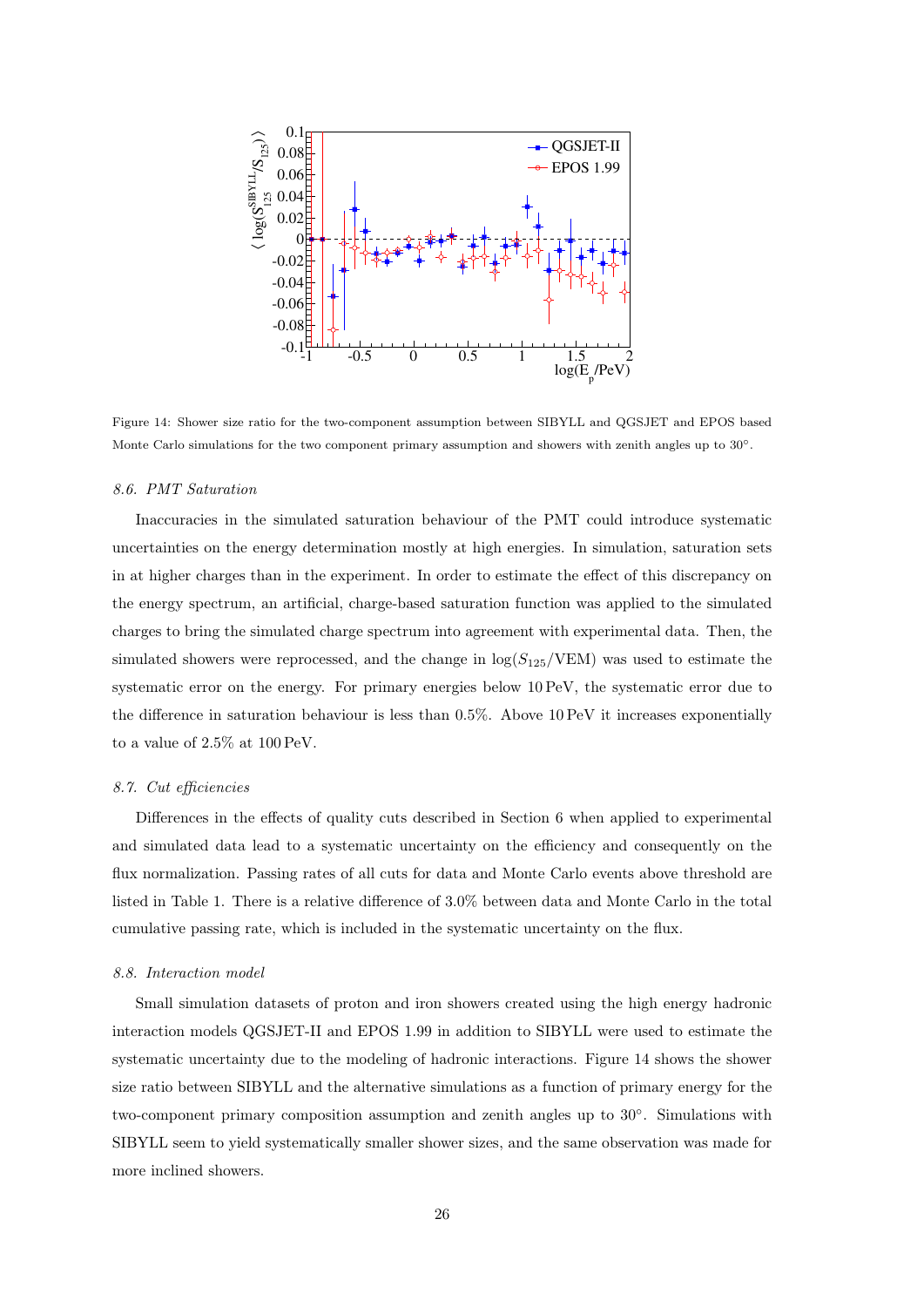Figure 14: Shower size ratio for the two-component assumption between SIBYLL and QGSJET and EPOS based Monte Carlo simulations for the two component primary assumption and showers with zenith angles up to 30°.

### 8.6. PMT Saturation

Inaccuracies in the simulated saturation behaviour of the PMT could introduce systematic uncertainties on the energy determination mostly at high energies. In simulation, saturation sets in at higher charges than in the experiment. In order to estimate the effect of this discrepancy on the energy spectrum, an artificial, charge-based saturation function was applied to the simulated charges to bring the simulated charge spectrum into agreement with experimental data. Then, the simulated showers were reprocessed, and the change in $\log(S_{125}/\mathrm{VEM})$ was used to estimate the systematic error on the energy. For primary energies below 10 PeV, the systematic error due to the difference in saturation behaviour is less than 0.5%. Above 10 PeV it increases exponentially to a value of 2.5% at 100 PeV.

### 8.7. Cut efficiencies

Differences in the effects of quality cuts described in Section 6 when applied to experimental and simulated data lead to a systematic uncertainty on the efficiency and consequently on the flux normalization. Passing rates of all cuts for data and Monte Carlo events above threshold are listed in Table 1. There is a relative difference of 3.0% between data and Monte Carlo in the total cumulative passing rate, which is included in the systematic uncertainty on the flux.

### 8.8. Interaction model

Small simulation datasets of proton and iron showers created using the high energy hadronic interaction models QGSJET-II and EPOS 1.99 in addition to SIBYLL were used to estimate the systematic uncertainty due to the modeling of hadronic interactions. Figure 14 shows the shower size ratio between SIBYLL and the alternative simulations as a function of primary energy for the two-component primary composition assumption and zenith angles up to 30°. Simulations with SIBYLL seem to yield systematically smaller shower sizes, and the same observation was made for more inclined showers.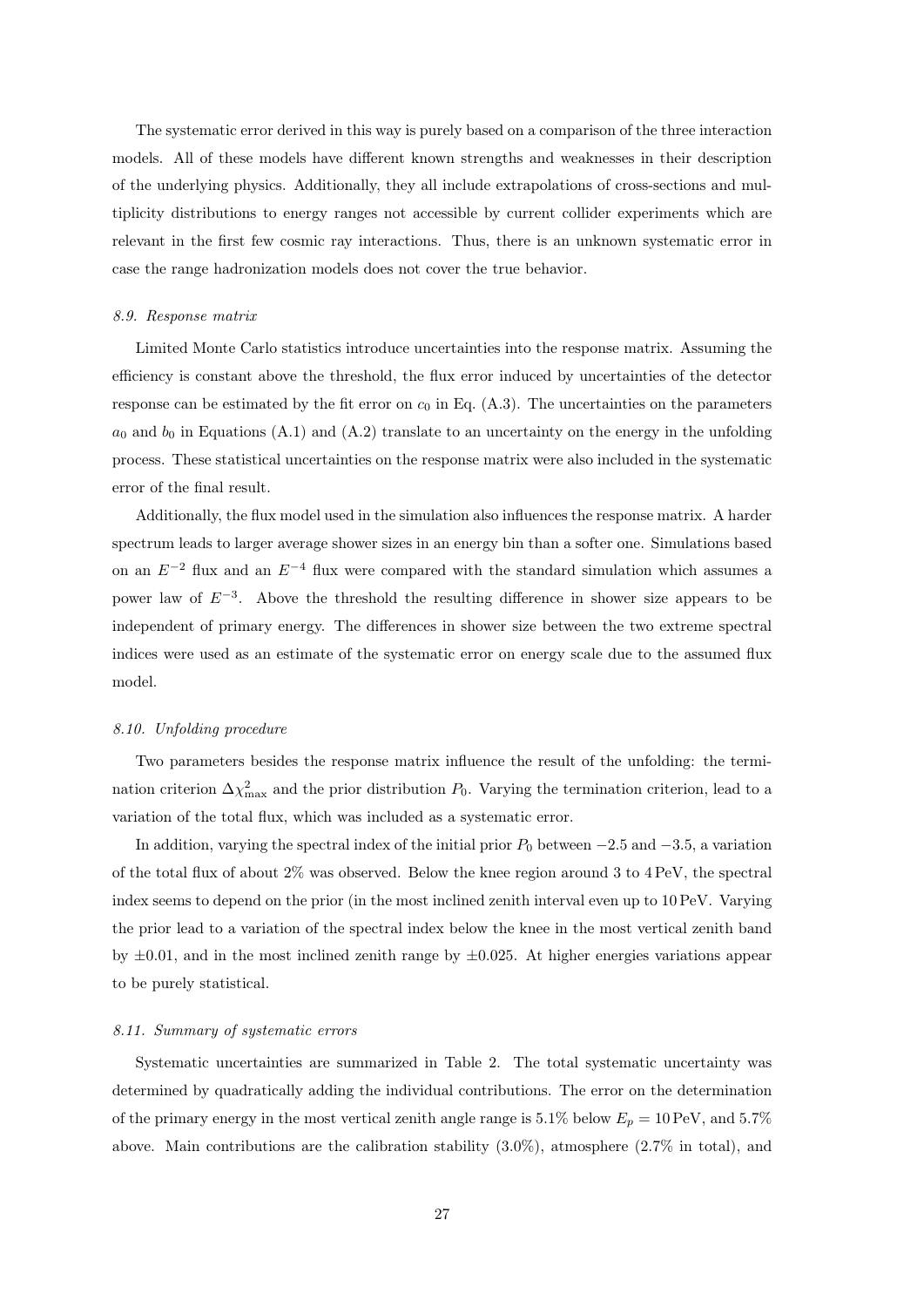The systematic error derived in this way is purely based on a comparison of the three interaction models. All of these models have different known strengths and weaknesses in their description of the underlying physics. Additionally, they all include extrapolations of cross-sections and multiplicity distributions to energy ranges not accessible by current collider experiments which are relevant in the first few cosmic ray interactions. Thus, there is an unknown systematic error in case the range hadronization models does not cover the true behavior.

### *8.9. Response matrix*

Limited Monte Carlo statistics introduce uncertainties into the response matrix. Assuming the efficiency is constant above the threshold, the flux error induced by uncertainties of the detector response can be estimated by the fit error on $c_0$ in Eq. (A.3). The uncertainties on the parameters $a_0$ and $b_0$ in Equations (A.1) and (A.2) translate to an uncertainty on the energy in the unfolding process. These statistical uncertainties on the response matrix were also included in the systematic error of the final result.

Additionally, the flux model used in the simulation also influences the response matrix. A harder spectrum leads to larger average shower sizes in an energy bin than a softer one. Simulations based on an $E^{-2}$ flux and an $E^{-4}$ flux were compared with the standard simulation which assumes a power law of $E^{-3}$. Above the threshold the resulting difference in shower size appears to be independent of primary energy. The differences in shower size between the two extreme spectral indices were used as an estimate of the systematic error on energy scale due to the assumed flux model.

### *8.10. Unfolding procedure*

Two parameters besides the response matrix influence the result of the unfolding: the termination criterion $\Delta\chi^2_{\max}$ and the prior distribution $P_0$. Varying the termination criterion, lead to a variation of the total flux, which was included as a systematic error.

In addition, varying the spectral index of the initial prior $P_0$ between $-2.5$ and $-3.5$, a variation of the total flux of about 2% was observed. Below the knee region around 3 to 4 PeV, the spectral index seems to depend on the prior (in the most inclined zenith interval even up to 10 PeV. Varying the prior lead to a variation of the spectral index below the knee in the most vertical zenith band by $\pm 0.01$, and in the most inclined zenith range by $\pm 0.025$. At higher energies variations appear to be purely statistical.

### *8.11. Summary of systematic errors*

Systematic uncertainties are summarized in Table 2. The total systematic uncertainty was determined by quadratically adding the individual contributions. The error on the determination of the primary energy in the most vertical zenith angle range is 5.1% below $E_p = 10\,\text{PeV}$, and 5.7% above. Main contributions are the calibration stability (3.0%), atmosphere (2.7% in total), and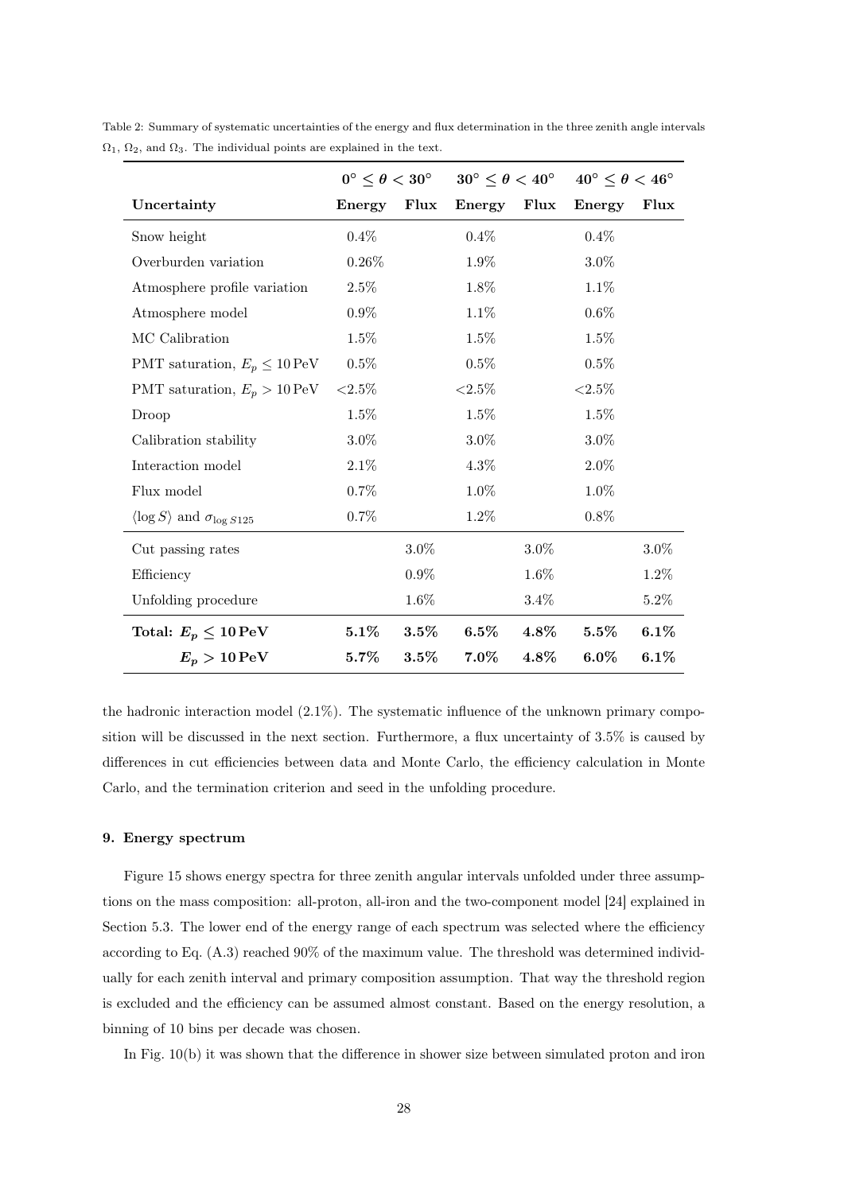Table 2: Summary of systematic uncertainties of the energy and flux determination in the three zenith angle intervals $\Omega_1$, $\Omega_2$, and $\Omega_3$. The individual points are explained in the text.

| | $0^\circ \leq \theta < 30^\circ$ | | $30^\circ \leq \theta < 40^\circ$ | | $40^\circ \leq \theta < 46^\circ$ | |
|---|---|---|---|---|---|---|
| **Uncertainty** | **Energy** | **Flux** | **Energy** | **Flux** | **Energy** | **Flux** |
| Snow height | 0.4% | | 0.4% | | 0.4% | |
| Overburden variation | 0.26% | | 1.9% | | 3.0% | |
| Atmosphere profile variation | 2.5% | | 1.8% | | 1.1% | |
| Atmosphere model | 0.9% | | 1.1% | | 0.6% | |
| MC Calibration | 1.5% | | 1.5% | | 1.5% | |
| PMT saturation, $E_p \leq 10\,\mathrm{PeV}$ | 0.5% | | 0.5% | | 0.5% | |
| PMT saturation, $E_p > 10\,\mathrm{PeV}$ | <2.5% | | <2.5% | | <2.5% | |
| Droop | 1.5% | | 1.5% | | 1.5% | |
| Calibration stability | 3.0% | | 3.0% | | 3.0% | |
| Interaction model | 2.1% | | 4.3% | | 2.0% | |
| Flux model | 0.7% | | 1.0% | | 1.0% | |
| $\langle \log S \rangle$ and $\sigma_{\log S125}$ | 0.7% | | 1.2% | | 0.8% | |
| Cut passing rates | | 3.0% | | 3.0% | | 3.0% |
| Efficiency | | 0.9% | | 1.6% | | 1.2% |
| Unfolding procedure | | 1.6% | | 3.4% | | 5.2% |
| **Total: $E_p \leq 10\,\mathrm{PeV}$** | **5.1%** | **3.5%** | **6.5%** | **4.8%** | **5.5%** | **6.1%** |
| **$E_p > 10\,\mathrm{PeV}$** | **5.7%** | **3.5%** | **7.0%** | **4.8%** | **6.0%** | **6.1%** |

the hadronic interaction model (2.1%). The systematic influence of the unknown primary composition will be discussed in the next section. Furthermore, a flux uncertainty of 3.5% is caused by differences in cut efficiencies between data and Monte Carlo, the efficiency calculation in Monte Carlo, and the termination criterion and seed in the unfolding procedure.

## 9. Energy spectrum

Figure 15 shows energy spectra for three zenith angular intervals unfolded under three assumptions on the mass composition: all-proton, all-iron and the two-component model [24] explained in Section 5.3. The lower end of the energy range of each spectrum was selected where the efficiency according to Eq. (A.3) reached 90% of the maximum value. The threshold was determined individually for each zenith interval and primary composition assumption. That way the threshold region is excluded and the efficiency can be assumed almost constant. Based on the energy resolution, a binning of 10 bins per decade was chosen.

In Fig. 10(b) it was shown that the difference in shower size between simulated proton and iron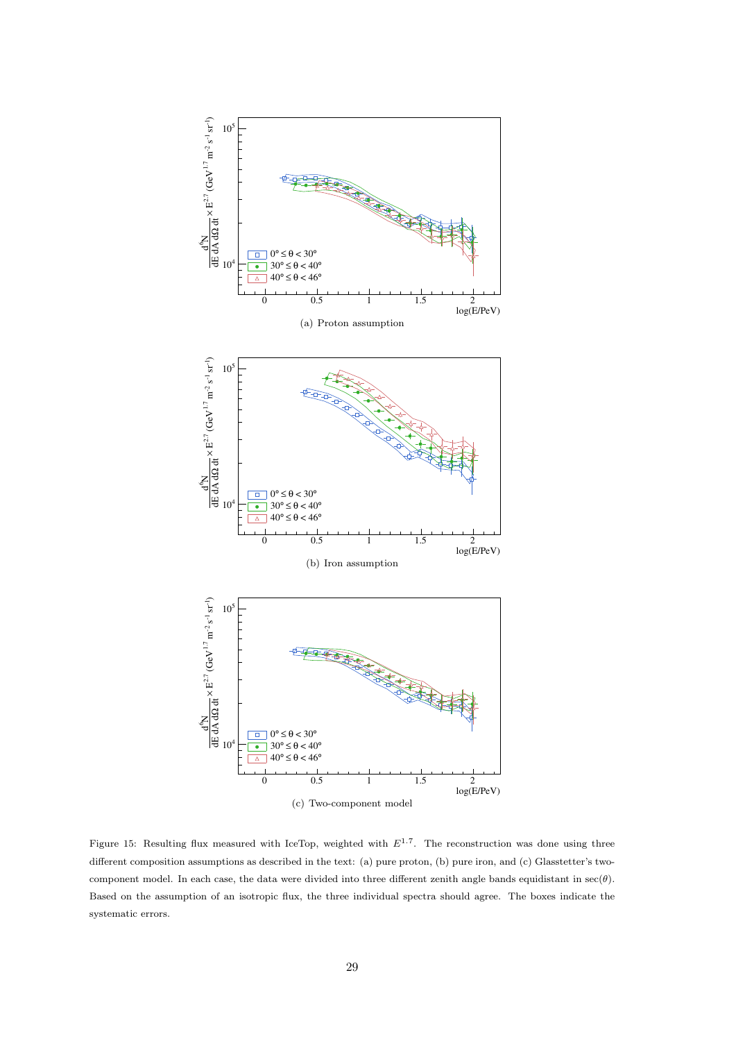(a) Proton assumption

(b) Iron assumption

(c) Two-component model

Figure 15: Resulting flux measured with IceTop, weighted with $E^{1.7}$. The reconstruction was done using three different composition assumptions as described in the text: (a) pure proton, (b) pure iron, and (c) Glasstetter's two-component model. In each case, the data were divided into three different zenith angle bands equidistant in $\sec(\theta)$. Based on the assumption of an isotropic flux, the three individual spectra should agree. The boxes indicate the systematic errors.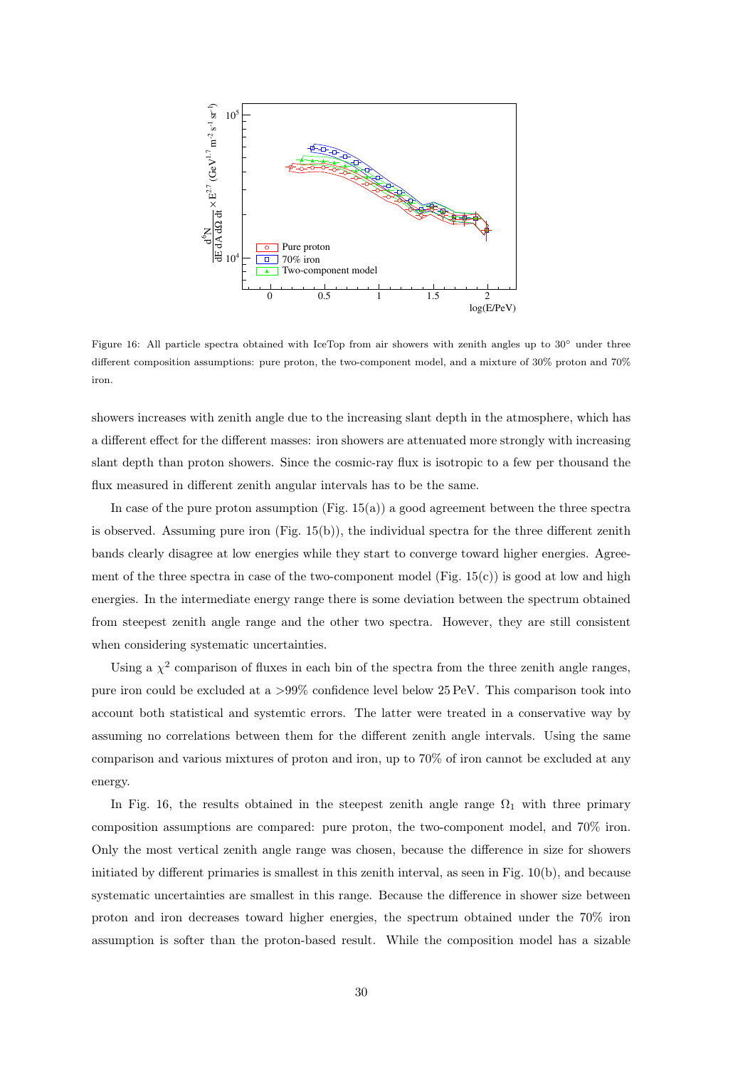Figure 16: All particle spectra obtained with IceTop from air showers with zenith angles up to 30° under three different composition assumptions: pure proton, the two-component model, and a mixture of 30% proton and 70% iron.

showers increases with zenith angle due to the increasing slant depth in the atmosphere, which has a different effect for the different masses: iron showers are attenuated more strongly with increasing slant depth than proton showers. Since the cosmic-ray flux is isotropic to a few per thousand the flux measured in different zenith angular intervals has to be the same.

In case of the pure proton assumption (Fig. 15(a)) a good agreement between the three spectra is observed. Assuming pure iron (Fig. 15(b)), the individual spectra for the three different zenith bands clearly disagree at low energies while they start to converge toward higher energies. Agreement of the three spectra in case of the two-component model (Fig. 15(c)) is good at low and high energies. In the intermediate energy range there is some deviation between the spectrum obtained from steepest zenith angle range and the other two spectra. However, they are still consistent when considering systematic uncertainties.

Using a $\chi^2$ comparison of fluxes in each bin of the spectra from the three zenith angle ranges, pure iron could be excluded at a >99% confidence level below 25 PeV. This comparison took into account both statistical and systemtic errors. The latter were treated in a conservative way by assuming no correlations between them for the different zenith angle intervals. Using the same comparison and various mixtures of proton and iron, up to 70% of iron cannot be excluded at any energy.

In Fig. 16, the results obtained in the steepest zenith angle range $\Omega_1$ with three primary composition assumptions are compared: pure proton, the two-component model, and 70% iron. Only the most vertical zenith angle range was chosen, because the difference in size for showers initiated by different primaries is smallest in this zenith interval, as seen in Fig. 10(b), and because systematic uncertainties are smallest in this range. Because the difference in shower size between proton and iron decreases toward higher energies, the spectrum obtained under the 70% iron assumption is softer than the proton-based result. While the composition model has a sizable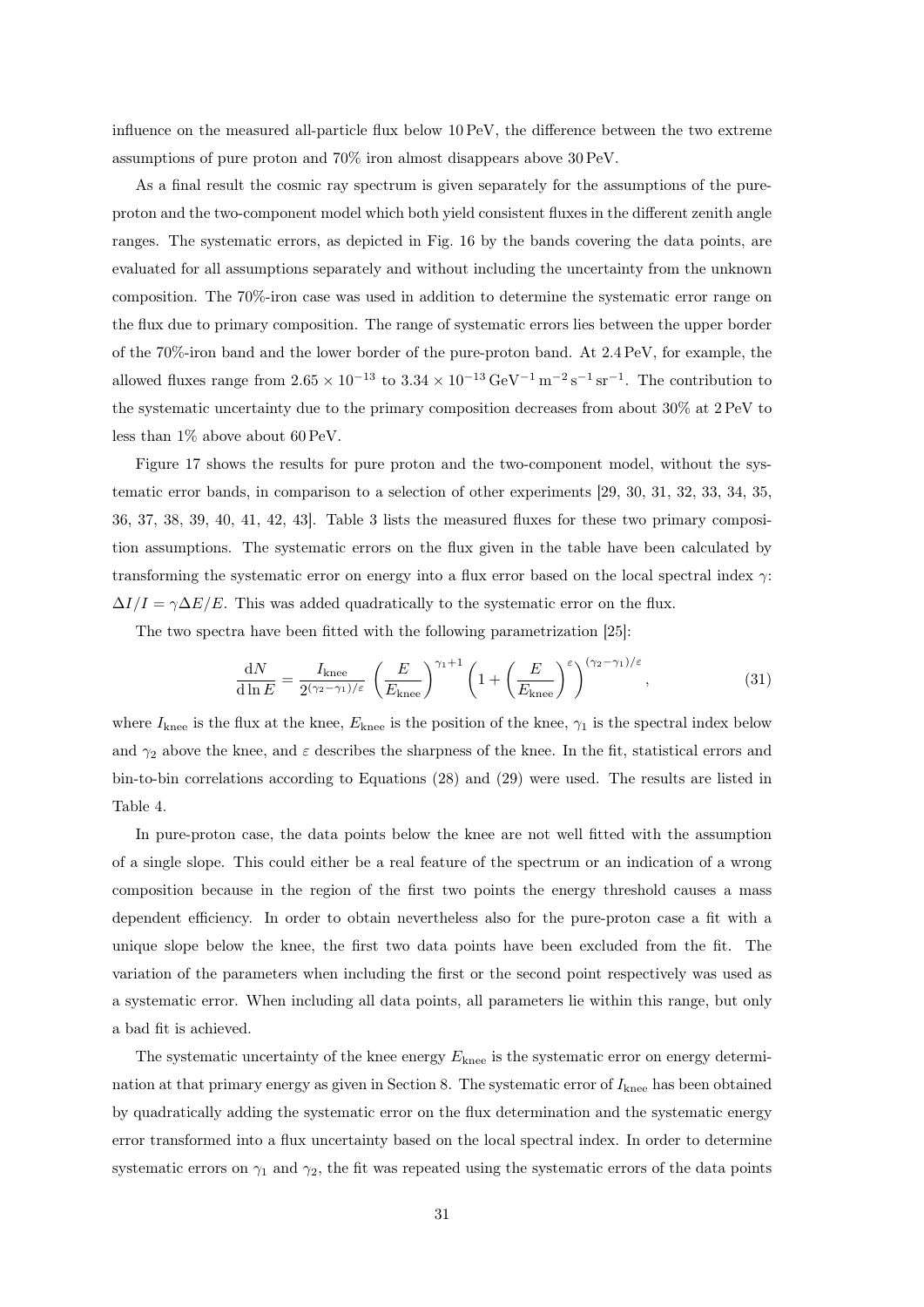influence on the measured all-particle flux below 10 PeV, the difference between the two extreme assumptions of pure proton and 70% iron almost disappears above 30 PeV.

As a final result the cosmic ray spectrum is given separately for the assumptions of the pure-proton and the two-component model which both yield consistent fluxes in the different zenith angle ranges. The systematic errors, as depicted in Fig. 16 by the bands covering the data points, are evaluated for all assumptions separately and without including the uncertainty from the unknown composition. The 70%-iron case was used in addition to determine the systematic error range on the flux due to primary composition. The range of systematic errors lies between the upper border of the 70%-iron band and the lower border of the pure-proton band. At 2.4 PeV, for example, the allowed fluxes range from $2.65 \times 10^{-13}$ to $3.34 \times 10^{-13}\,\mathrm{GeV}^{-1}\,\mathrm{m}^{-2}\,\mathrm{s}^{-1}\,\mathrm{sr}^{-1}$. The contribution to the systematic uncertainty due to the primary composition decreases from about 30% at 2 PeV to less than 1% above about 60 PeV.

Figure 17 shows the results for pure proton and the two-component model, without the systematic error bands, in comparison to a selection of other experiments [29, 30, 31, 32, 33, 34, 35, 36, 37, 38, 39, 40, 41, 42, 43]. Table 3 lists the measured fluxes for these two primary composition assumptions. The systematic errors on the flux given in the table have been calculated by transforming the systematic error on energy into a flux error based on the local spectral index $\gamma$: $\Delta I/I = \gamma \Delta E/E$. This was added quadratically to the systematic error on the flux.

The two spectra have been fitted with the following parametrization [25]:

$$\frac{\mathrm{d}N}{\mathrm{d}\ln E} = \frac{I_{\mathrm{knee}}}{2^{(\gamma_2-\gamma_1)/\varepsilon}} \left(\frac{E}{E_{\mathrm{knee}}}\right)^{\gamma_1+1} \left(1+\left(\frac{E}{E_{\mathrm{knee}}}\right)^{\varepsilon}\right)^{(\gamma_2-\gamma_1)/\varepsilon}, \tag{31}$$

where $I_{\mathrm{knee}}$ is the flux at the knee, $E_{\mathrm{knee}}$ is the position of the knee, $\gamma_1$ is the spectral index below and $\gamma_2$ above the knee, and $\varepsilon$ describes the sharpness of the knee. In the fit, statistical errors and bin-to-bin correlations according to Equations (28) and (29) were used. The results are listed in Table 4.

In pure-proton case, the data points below the knee are not well fitted with the assumption of a single slope. This could either be a real feature of the spectrum or an indication of a wrong composition because in the region of the first two points the energy threshold causes a mass dependent efficiency. In order to obtain nevertheless also for the pure-proton case a fit with a unique slope below the knee, the first two data points have been excluded from the fit. The variation of the parameters when including the first or the second point respectively was used as a systematic error. When including all data points, all parameters lie within this range, but only a bad fit is achieved.

The systematic uncertainty of the knee energy $E_{\mathrm{knee}}$ is the systematic error on energy determination at that primary energy as given in Section 8. The systematic error of $I_{\mathrm{knee}}$ has been obtained by quadratically adding the systematic error on the flux determination and the systematic energy error transformed into a flux uncertainty based on the local spectral index. In order to determine systematic errors on $\gamma_1$ and $\gamma_2$, the fit was repeated using the systematic errors of the data points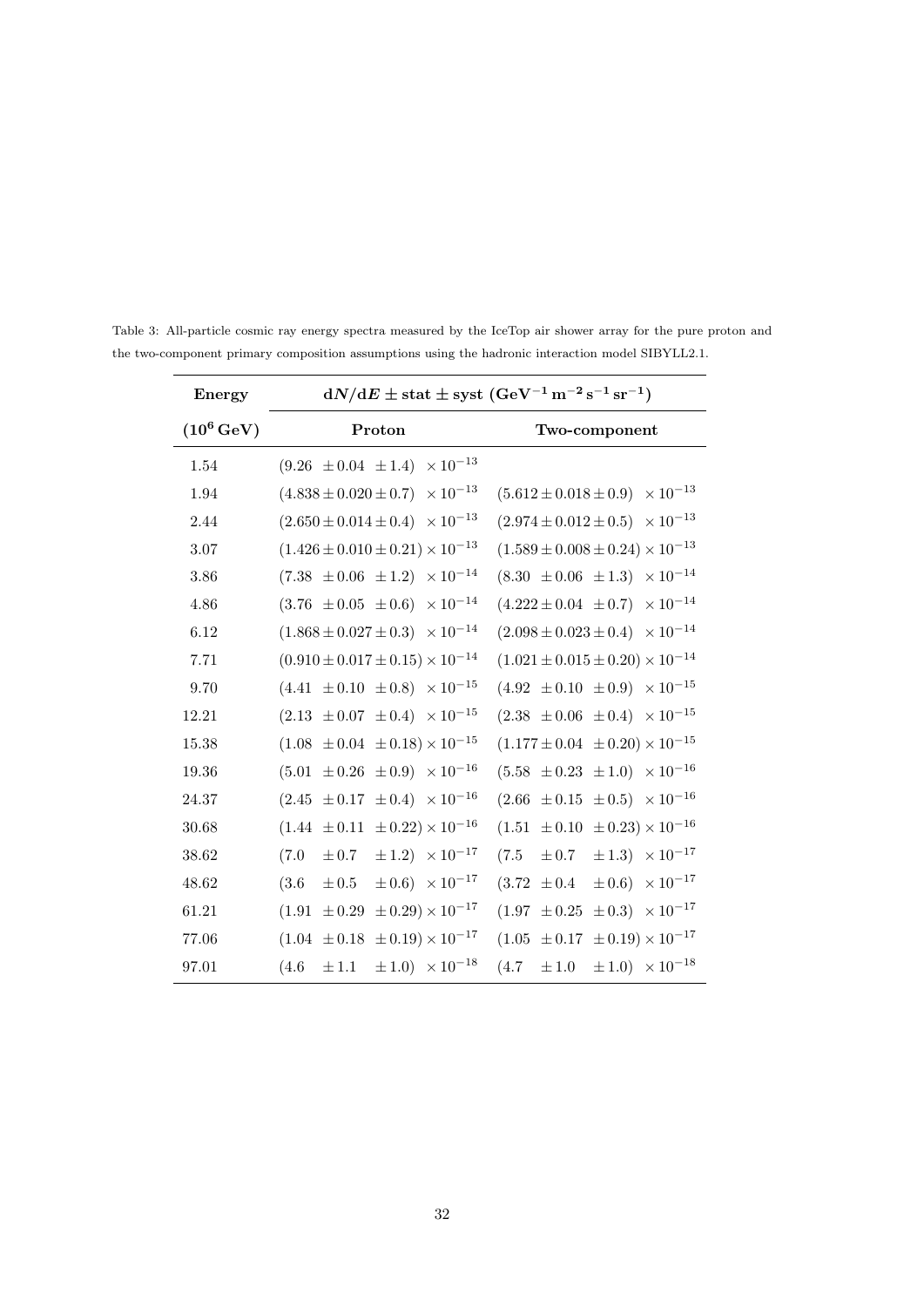Table 3: All-particle cosmic ray energy spectra measured by the IceTop air shower array for the pure proton and the two-component primary composition assumptions using the hadronic interaction model SIBYLL2.1.

| **Energy** | **$dN/dE \pm$ stat $\pm$ syst ($\mathbf{GeV^{-1}\,m^{-2}\,s^{-1}\,sr^{-1}}$)** | |
|---|---|---|
| **($10^6$ GeV)** | **Proton** | **Two-component** |
| 1.54 | $(9.26 \pm 0.04 \pm 1.4) \times 10^{-13}$ | |
| 1.94 | $(4.838 \pm 0.020 \pm 0.7) \times 10^{-13}$ | $(5.612 \pm 0.018 \pm 0.9) \times 10^{-13}$ |
| 2.44 | $(2.650 \pm 0.014 \pm 0.4) \times 10^{-13}$ | $(2.974 \pm 0.012 \pm 0.5) \times 10^{-13}$ |
| 3.07 | $(1.426 \pm 0.010 \pm 0.21) \times 10^{-13}$ | $(1.589 \pm 0.008 \pm 0.24) \times 10^{-13}$ |
| 3.86 | $(7.38 \pm 0.06 \pm 1.2) \times 10^{-14}$ | $(8.30 \pm 0.06 \pm 1.3) \times 10^{-14}$ |
| 4.86 | $(3.76 \pm 0.05 \pm 0.6) \times 10^{-14}$ | $(4.222 \pm 0.04 \pm 0.7) \times 10^{-14}$ |
| 6.12 | $(1.868 \pm 0.027 \pm 0.3) \times 10^{-14}$ | $(2.098 \pm 0.023 \pm 0.4) \times 10^{-14}$ |
| 7.71 | $(0.910 \pm 0.017 \pm 0.15) \times 10^{-14}$ | $(1.021 \pm 0.015 \pm 0.20) \times 10^{-14}$ |
| 9.70 | $(4.41 \pm 0.10 \pm 0.8) \times 10^{-15}$ | $(4.92 \pm 0.10 \pm 0.9) \times 10^{-15}$ |
| 12.21 | $(2.13 \pm 0.07 \pm 0.4) \times 10^{-15}$ | $(2.38 \pm 0.06 \pm 0.4) \times 10^{-15}$ |
| 15.38 | $(1.08 \pm 0.04 \pm 0.18) \times 10^{-15}$ | $(1.177 \pm 0.04 \pm 0.20) \times 10^{-15}$ |
| 19.36 | $(5.01 \pm 0.26 \pm 0.9) \times 10^{-16}$ | $(5.58 \pm 0.23 \pm 1.0) \times 10^{-16}$ |
| 24.37 | $(2.45 \pm 0.17 \pm 0.4) \times 10^{-16}$ | $(2.66 \pm 0.15 \pm 0.5) \times 10^{-16}$ |
| 30.68 | $(1.44 \pm 0.11 \pm 0.22) \times 10^{-16}$ | $(1.51 \pm 0.10 \pm 0.23) \times 10^{-16}$ |
| 38.62 | $(7.0 \pm 0.7 \pm 1.2) \times 10^{-17}$ | $(7.5 \pm 0.7 \pm 1.3) \times 10^{-17}$ |
| 48.62 | $(3.6 \pm 0.5 \pm 0.6) \times 10^{-17}$ | $(3.72 \pm 0.4 \pm 0.6) \times 10^{-17}$ |
| 61.21 | $(1.91 \pm 0.29 \pm 0.29) \times 10^{-17}$ | $(1.97 \pm 0.25 \pm 0.3) \times 10^{-17}$ |
| 77.06 | $(1.04 \pm 0.18 \pm 0.19) \times 10^{-17}$ | $(1.05 \pm 0.17 \pm 0.19) \times 10^{-17}$ |
| 97.01 | $(4.6 \pm 1.1 \pm 1.0) \times 10^{-18}$ | $(4.7 \pm 1.0 \pm 1.0) \times 10^{-18}$ |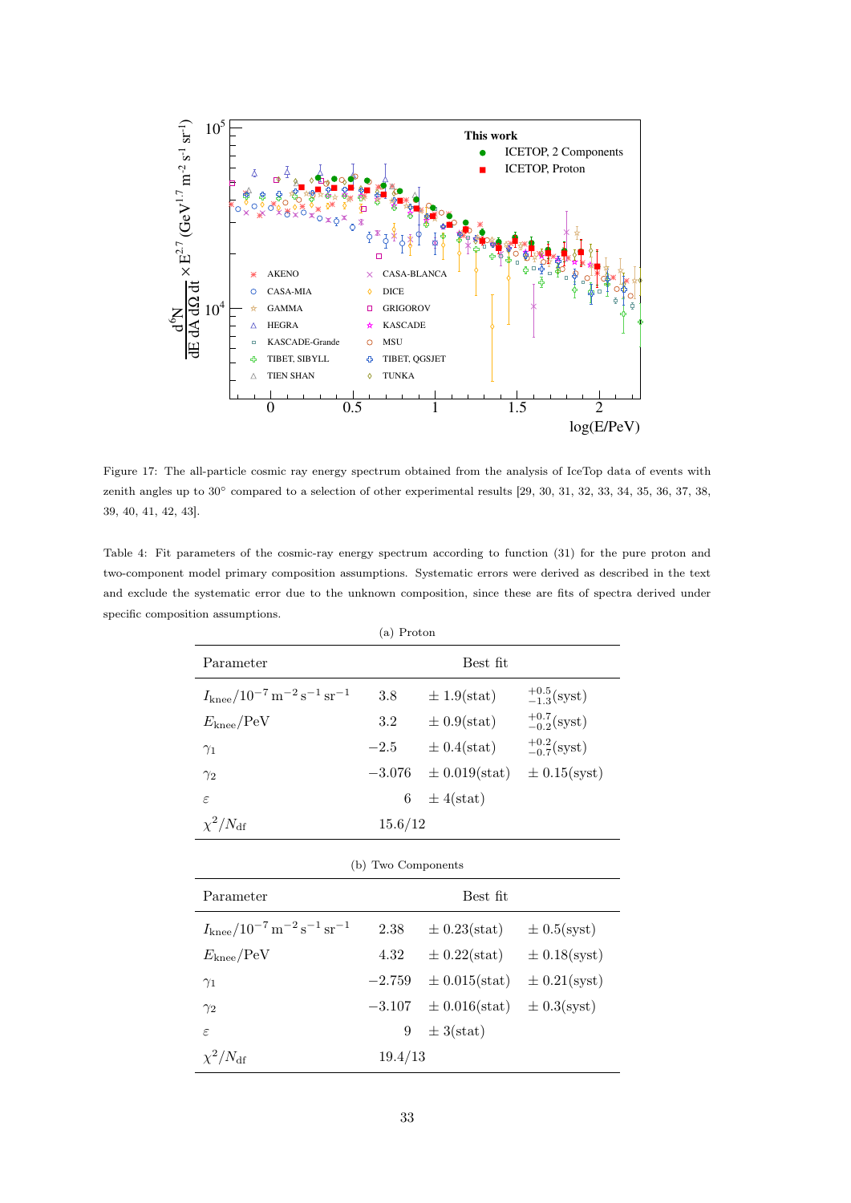Figure 17: The all-particle cosmic ray energy spectrum obtained from the analysis of IceTop data of events with zenith angles up to 30° compared to a selection of other experimental results [29, 30, 31, 32, 33, 34, 35, 36, 37, 38, 39, 40, 41, 42, 43].

Table 4: Fit parameters of the cosmic-ray energy spectrum according to function (31) for the pure proton and two-component model primary composition assumptions. Systematic errors were derived as described in the text and exclude the systematic error due to the unknown composition, since these are fits of spectra derived under specific composition assumptions.

(a) Proton

| Parameter | Best fit | | |
|---|---|---|---|
| $I_{\mathrm{knee}}/10^{-7}\,\mathrm{m}^{-2}\,\mathrm{s}^{-1}\,\mathrm{sr}^{-1}$ | 3.8 | $\pm$ 1.9(stat) | $^{+0.5}_{-1.3}$(syst) |
| $E_{\mathrm{knee}}$/PeV | 3.2 | $\pm$ 0.9(stat) | $^{+0.7}_{-0.2}$(syst) |
| $\gamma_1$ | $-2.5$ | $\pm$ 0.4(stat) | $^{+0.2}_{-0.7}$(syst) |
| $\gamma_2$ | $-3.076$ | $\pm$ 0.019(stat) | $\pm$ 0.15(syst) |
| $\varepsilon$ | 6 | $\pm$ 4(stat) | |
| $\chi^2/N_{\mathrm{df}}$ | 15.6/12 | | |

(b) Two Components

| Parameter | Best fit | | |
|---|---|---|---|
| $I_{\mathrm{knee}}/10^{-7}\,\mathrm{m}^{-2}\,\mathrm{s}^{-1}\,\mathrm{sr}^{-1}$ | 2.38 | $\pm$ 0.23(stat) | $\pm$ 0.5(syst) |
| $E_{\mathrm{knee}}$/PeV | 4.32 | $\pm$ 0.22(stat) | $\pm$ 0.18(syst) |
| $\gamma_1$ | $-2.759$ | $\pm$ 0.015(stat) | $\pm$ 0.21(syst) |
| $\gamma_2$ | $-3.107$ | $\pm$ 0.016(stat) | $\pm$ 0.3(syst) |
| $\varepsilon$ | 9 | $\pm$ 3(stat) | |
| $\chi^2/N_{\mathrm{df}}$ | 19.4/13 | | |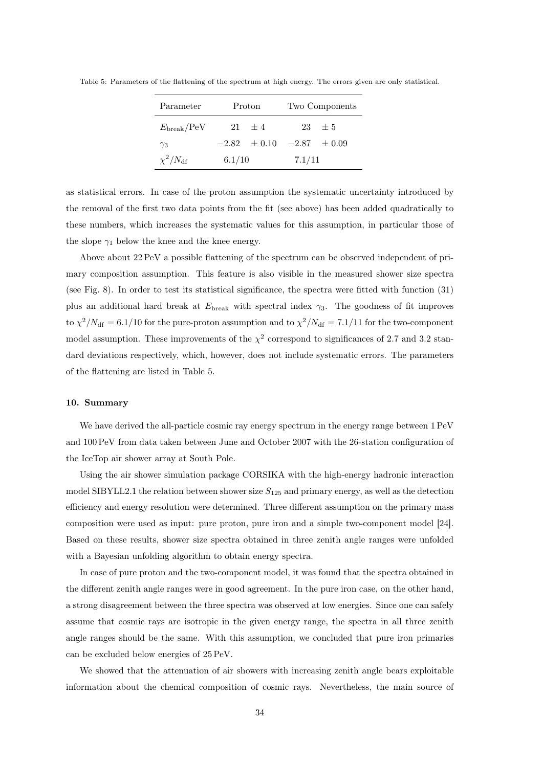Table 5: Parameters of the flattening of the spectrum at high energy. The errors given are only statistical.

| Parameter | Proton | Two Components |
|---|---|---|
| $E_{\mathrm{break}}/\mathrm{PeV}$ | $21 \quad \pm 4$ | $23 \quad \pm 5$ |
| $\gamma_3$ | $-2.82 \quad \pm 0.10$ | $-2.87 \quad \pm 0.09$ |
| $\chi^2/N_{\mathrm{df}}$ | $6.1/10$ | $7.1/11$ |

as statistical errors. In case of the proton assumption the systematic uncertainty introduced by the removal of the first two data points from the fit (see above) has been added quadratically to these numbers, which increases the systematic values for this assumption, in particular those of the slope $\gamma_1$ below the knee and the knee energy.

Above about 22 PeV a possible flattening of the spectrum can be observed independent of primary composition assumption. This feature is also visible in the measured shower size spectra (see Fig. 8). In order to test its statistical significance, the spectra were fitted with function (31) plus an additional hard break at $E_{\mathrm{break}}$ with spectral index $\gamma_3$. The goodness of fit improves to $\chi^2/N_{\mathrm{df}} = 6.1/10$ for the pure-proton assumption and to $\chi^2/N_{\mathrm{df}} = 7.1/11$ for the two-component model assumption. These improvements of the $\chi^2$ correspond to significances of 2.7 and 3.2 standard deviations respectively, which, however, does not include systematic errors. The parameters of the flattening are listed in Table 5.

### 10. Summary

We have derived the all-particle cosmic ray energy spectrum in the energy range between 1 PeV and 100 PeV from data taken between June and October 2007 with the 26-station configuration of the IceTop air shower array at South Pole.

Using the air shower simulation package CORSIKA with the high-energy hadronic interaction model SIBYLL2.1 the relation between shower size $S_{125}$ and primary energy, as well as the detection efficiency and energy resolution were determined. Three different assumption on the primary mass composition were used as input: pure proton, pure iron and a simple two-component model [24]. Based on these results, shower size spectra obtained in three zenith angle ranges were unfolded with a Bayesian unfolding algorithm to obtain energy spectra.

In case of pure proton and the two-component model, it was found that the spectra obtained in the different zenith angle ranges were in good agreement. In the pure iron case, on the other hand, a strong disagreement between the three spectra was observed at low energies. Since one can safely assume that cosmic rays are isotropic in the given energy range, the spectra in all three zenith angle ranges should be the same. With this assumption, we concluded that pure iron primaries can be excluded below energies of 25 PeV.

We showed that the attenuation of air showers with increasing zenith angle bears exploitable information about the chemical composition of cosmic rays. Nevertheless, the main source of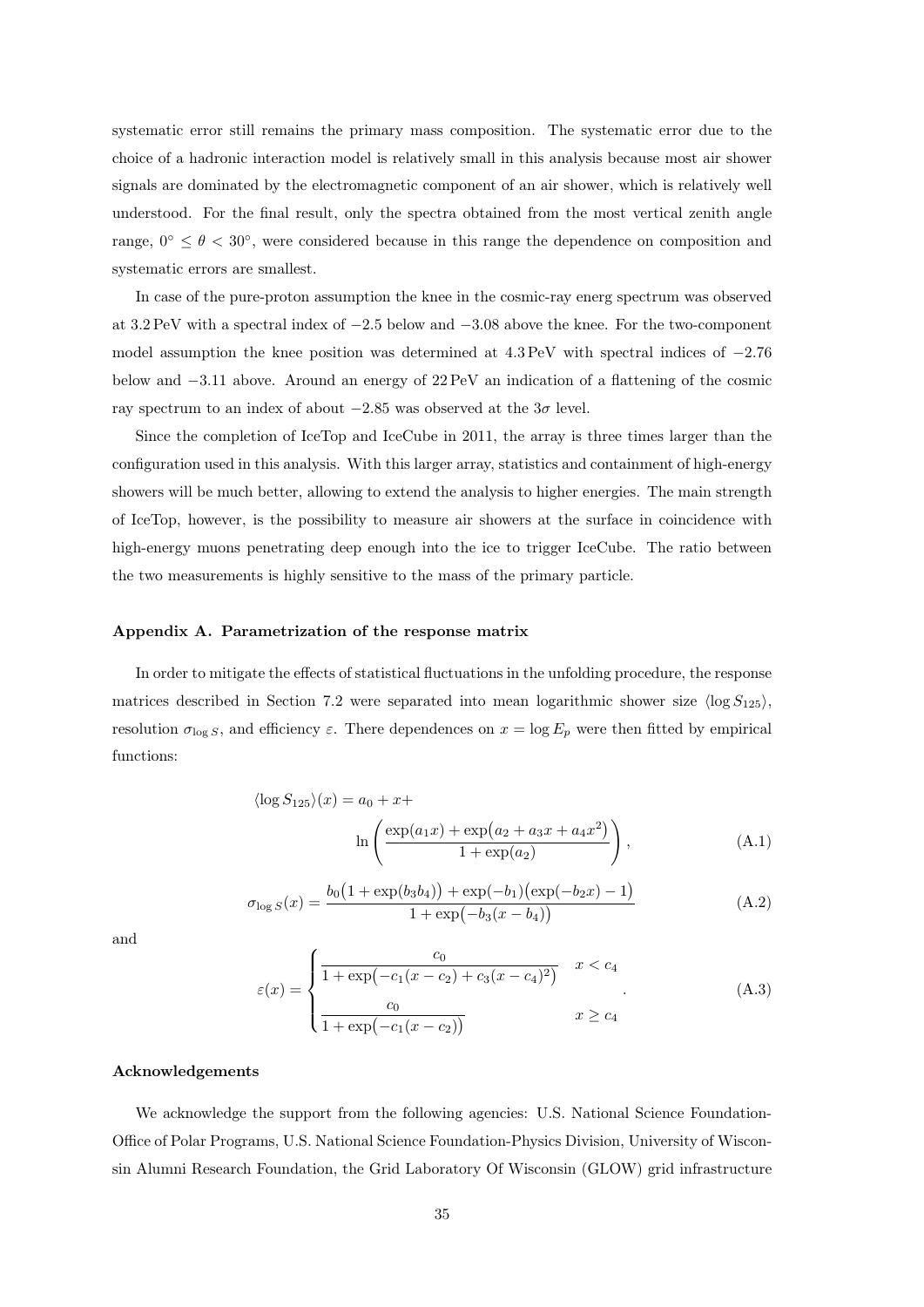systematic error still remains the primary mass composition. The systematic error due to the choice of a hadronic interaction model is relatively small in this analysis because most air shower signals are dominated by the electromagnetic component of an air shower, which is relatively well understood. For the final result, only the spectra obtained from the most vertical zenith angle range, $0^\circ \leq \theta < 30^\circ$, were considered because in this range the dependence on composition and systematic errors are smallest.

In case of the pure-proton assumption the knee in the cosmic-ray energ spectrum was observed at 3.2 PeV with a spectral index of $-2.5$ below and $-3.08$ above the knee. For the two-component model assumption the knee position was determined at 4.3 PeV with spectral indices of $-2.76$ below and $-3.11$ above. Around an energy of 22 PeV an indication of a flattening of the cosmic ray spectrum to an index of about $-2.85$ was observed at the $3\sigma$ level.

Since the completion of IceTop and IceCube in 2011, the array is three times larger than the configuration used in this analysis. With this larger array, statistics and containment of high-energy showers will be much better, allowing to extend the analysis to higher energies. The main strength of IceTop, however, is the possibility to measure air showers at the surface in coincidence with high-energy muons penetrating deep enough into the ice to trigger IceCube. The ratio between the two measurements is highly sensitive to the mass of the primary particle.

## Appendix A. Parametrization of the response matrix

In order to mitigate the effects of statistical fluctuations in the unfolding procedure, the response matrices described in Section 7.2 were separated into mean logarithmic shower size $\langle \log S_{125} \rangle$, resolution $\sigma_{\log S}$, and efficiency $\varepsilon$. There dependences on $x = \log E_p$ were then fitted by empirical functions:

$$\langle \log S_{125} \rangle(x) = a_0 + x + \ln\left(\frac{\exp(a_1 x) + \exp\bigl(a_2 + a_3 x + a_4 x^2\bigr)}{1 + \exp(a_2)}\right), \tag{A.1}$$

$$\sigma_{\log S}(x) = \frac{b_0\bigl(1 + \exp(b_3 b_4)\bigr) + \exp(-b_1)\bigl(\exp(-b_2 x) - 1\bigr)}{1 + \exp\bigl(-b_3(x - b_4)\bigr)} \tag{A.2}$$

and

$$\varepsilon(x) = \begin{cases} \dfrac{c_0}{1 + \exp\bigl(-c_1(x - c_2) + c_3(x - c_4)^2\bigr)} & x < c_4 \\[2ex] \dfrac{c_0}{1 + \exp\bigl(-c_1(x - c_2)\bigr)} & x \geq c_4 \end{cases}. \tag{A.3}$$

## Acknowledgements

We acknowledge the support from the following agencies: U.S. National Science Foundation-Office of Polar Programs, U.S. National Science Foundation-Physics Division, University of Wisconsin Alumni Research Foundation, the Grid Laboratory Of Wisconsin (GLOW) grid infrastructure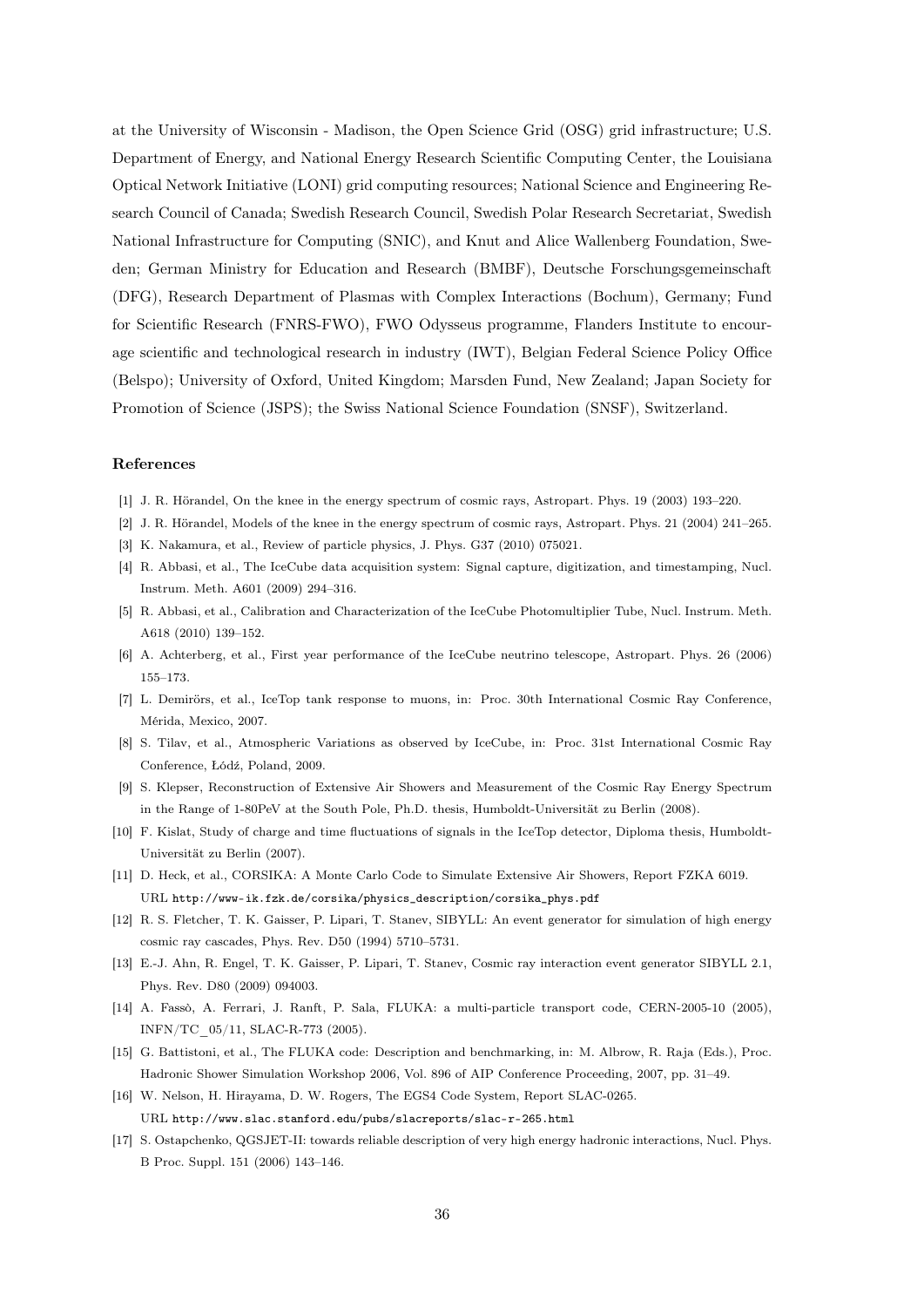at the University of Wisconsin - Madison, the Open Science Grid (OSG) grid infrastructure; U.S. Department of Energy, and National Energy Research Scientific Computing Center, the Louisiana Optical Network Initiative (LONI) grid computing resources; National Science and Engineering Research Council of Canada; Swedish Research Council, Swedish Polar Research Secretariat, Swedish National Infrastructure for Computing (SNIC), and Knut and Alice Wallenberg Foundation, Sweden; German Ministry for Education and Research (BMBF), Deutsche Forschungsgemeinschaft (DFG), Research Department of Plasmas with Complex Interactions (Bochum), Germany; Fund for Scientific Research (FNRS-FWO), FWO Odysseus programme, Flanders Institute to encourage scientific and technological research in industry (IWT), Belgian Federal Science Policy Office (Belspo); University of Oxford, United Kingdom; Marsden Fund, New Zealand; Japan Society for Promotion of Science (JSPS); the Swiss National Science Foundation (SNSF), Switzerland.

## References

[1] J. R. Hörandel, On the knee in the energy spectrum of cosmic rays, Astropart. Phys. 19 (2003) 193–220.

[2] J. R. Hörandel, Models of the knee in the energy spectrum of cosmic rays, Astropart. Phys. 21 (2004) 241–265.

[3] K. Nakamura, et al., Review of particle physics, J. Phys. G37 (2010) 075021.

[4] R. Abbasi, et al., The IceCube data acquisition system: Signal capture, digitization, and timestamping, Nucl. Instrum. Meth. A601 (2009) 294–316.

[5] R. Abbasi, et al., Calibration and Characterization of the IceCube Photomultiplier Tube, Nucl. Instrum. Meth. A618 (2010) 139–152.

[6] A. Achterberg, et al., First year performance of the IceCube neutrino telescope, Astropart. Phys. 26 (2006) 155–173.

[7] L. Demirörs, et al., IceTop tank response to muons, in: Proc. 30th International Cosmic Ray Conference, Mérida, Mexico, 2007.

[8] S. Tilav, et al., Atmospheric Variations as observed by IceCube, in: Proc. 31st International Cosmic Ray Conference, Łódź, Poland, 2009.

[9] S. Klepser, Reconstruction of Extensive Air Showers and Measurement of the Cosmic Ray Energy Spectrum in the Range of 1-80PeV at the South Pole, Ph.D. thesis, Humboldt-Universität zu Berlin (2008).

[10] F. Kislat, Study of charge and time fluctuations of signals in the IceTop detector, Diploma thesis, Humboldt-Universität zu Berlin (2007).

[11] D. Heck, et al., CORSIKA: A Monte Carlo Code to Simulate Extensive Air Showers, Report FZKA 6019. URL http://www-ik.fzk.de/corsika/physics_description/corsika_phys.pdf

[12] R. S. Fletcher, T. K. Gaisser, P. Lipari, T. Stanev, SIBYLL: An event generator for simulation of high energy cosmic ray cascades, Phys. Rev. D50 (1994) 5710–5731.

[13] E.-J. Ahn, R. Engel, T. K. Gaisser, P. Lipari, T. Stanev, Cosmic ray interaction event generator SIBYLL 2.1, Phys. Rev. D80 (2009) 094003.

[14] A. Fassò, A. Ferrari, J. Ranft, P. Sala, FLUKA: a multi-particle transport code, CERN-2005-10 (2005), INFN/TC_05/11, SLAC-R-773 (2005).

[15] G. Battistoni, et al., The FLUKA code: Description and benchmarking, in: M. Albrow, R. Raja (Eds.), Proc. Hadronic Shower Simulation Workshop 2006, Vol. 896 of AIP Conference Proceeding, 2007, pp. 31–49.

[16] W. Nelson, H. Hirayama, D. W. Rogers, The EGS4 Code System, Report SLAC-0265. URL http://www.slac.stanford.edu/pubs/slacreports/slac-r-265.html

[17] S. Ostapchenko, QGSJET-II: towards reliable description of very high energy hadronic interactions, Nucl. Phys. B Proc. Suppl. 151 (2006) 143–146.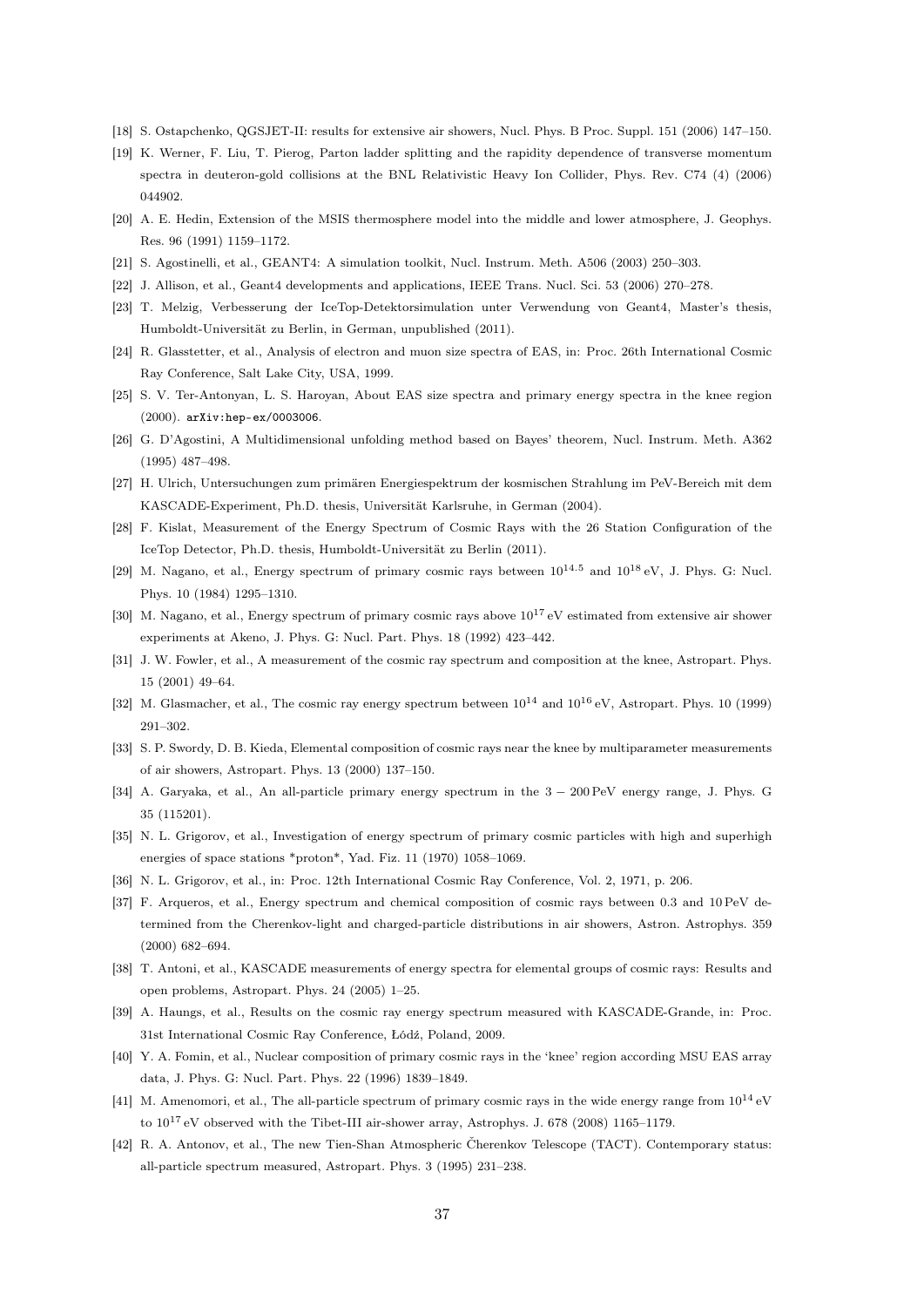[18] S. Ostapchenko, QGSJET-II: results for extensive air showers, Nucl. Phys. B Proc. Suppl. 151 (2006) 147–150.

[19] K. Werner, F. Liu, T. Pierog, Parton ladder splitting and the rapidity dependence of transverse momentum spectra in deuteron-gold collisions at the BNL Relativistic Heavy Ion Collider, Phys. Rev. C74 (4) (2006) 044902.

[20] A. E. Hedin, Extension of the MSIS thermosphere model into the middle and lower atmosphere, J. Geophys. Res. 96 (1991) 1159–1172.

[21] S. Agostinelli, et al., GEANT4: A simulation toolkit, Nucl. Instrum. Meth. A506 (2003) 250–303.

[22] J. Allison, et al., Geant4 developments and applications, IEEE Trans. Nucl. Sci. 53 (2006) 270–278.

[23] T. Melzig, Verbesserung der IceTop-Detektorsimulation unter Verwendung von Geant4, Master's thesis, Humboldt-Universität zu Berlin, in German, unpublished (2011).

[24] R. Glasstetter, et al., Analysis of electron and muon size spectra of EAS, in: Proc. 26th International Cosmic Ray Conference, Salt Lake City, USA, 1999.

[25] S. V. Ter-Antonyan, L. S. Haroyan, About EAS size spectra and primary energy spectra in the knee region (2000). arXiv:hep-ex/0003006.

[26] G. D'Agostini, A Multidimensional unfolding method based on Bayes' theorem, Nucl. Instrum. Meth. A362 (1995) 487–498.

[27] H. Ulrich, Untersuchungen zum primären Energiespektrum der kosmischen Strahlung im PeV-Bereich mit dem KASCADE-Experiment, Ph.D. thesis, Universität Karlsruhe, in German (2004).

[28] F. Kislat, Measurement of the Energy Spectrum of Cosmic Rays with the 26 Station Configuration of the IceTop Detector, Ph.D. thesis, Humboldt-Universität zu Berlin (2011).

[29] M. Nagano, et al., Energy spectrum of primary cosmic rays between $10^{14.5}$ and $10^{18}$ eV, J. Phys. G: Nucl. Phys. 10 (1984) 1295–1310.

[30] M. Nagano, et al., Energy spectrum of primary cosmic rays above $10^{17}$ eV estimated from extensive air shower experiments at Akeno, J. Phys. G: Nucl. Part. Phys. 18 (1992) 423–442.

[31] J. W. Fowler, et al., A measurement of the cosmic ray spectrum and composition at the knee, Astropart. Phys. 15 (2001) 49–64.

[32] M. Glasmacher, et al., The cosmic ray energy spectrum between $10^{14}$ and $10^{16}$ eV, Astropart. Phys. 10 (1999) 291–302.

[33] S. P. Swordy, D. B. Kieda, Elemental composition of cosmic rays near the knee by multiparameter measurements of air showers, Astropart. Phys. 13 (2000) 137–150.

[34] A. Garyaka, et al., An all-particle primary energy spectrum in the $3 - 200$ PeV energy range, J. Phys. G 35 (115201).

[35] N. L. Grigorov, et al., Investigation of energy spectrum of primary cosmic particles with high and superhigh energies of space stations *proton*, Yad. Fiz. 11 (1970) 1058–1069.

[36] N. L. Grigorov, et al., in: Proc. 12th International Cosmic Ray Conference, Vol. 2, 1971, p. 206.

[37] F. Arqueros, et al., Energy spectrum and chemical composition of cosmic rays between 0.3 and 10 PeV determined from the Cherenkov-light and charged-particle distributions in air showers, Astron. Astrophys. 359 (2000) 682–694.

[38] T. Antoni, et al., KASCADE measurements of energy spectra for elemental groups of cosmic rays: Results and open problems, Astropart. Phys. 24 (2005) 1–25.

[39] A. Haungs, et al., Results on the cosmic ray energy spectrum measured with KASCADE-Grande, in: Proc. 31st International Cosmic Ray Conference, Łódź, Poland, 2009.

[40] Y. A. Fomin, et al., Nuclear composition of primary cosmic rays in the 'knee' region according MSU EAS array data, J. Phys. G: Nucl. Part. Phys. 22 (1996) 1839–1849.

[41] M. Amenomori, et al., The all-particle spectrum of primary cosmic rays in the wide energy range from $10^{14}$ eV to $10^{17}$ eV observed with the Tibet-III air-shower array, Astrophys. J. 678 (2008) 1165–1179.

[42] R. A. Antonov, et al., The new Tien-Shan Atmospheric Čherenkov Telescope (TACT). Contemporary status: all-particle spectrum measured, Astropart. Phys. 3 (1995) 231–238.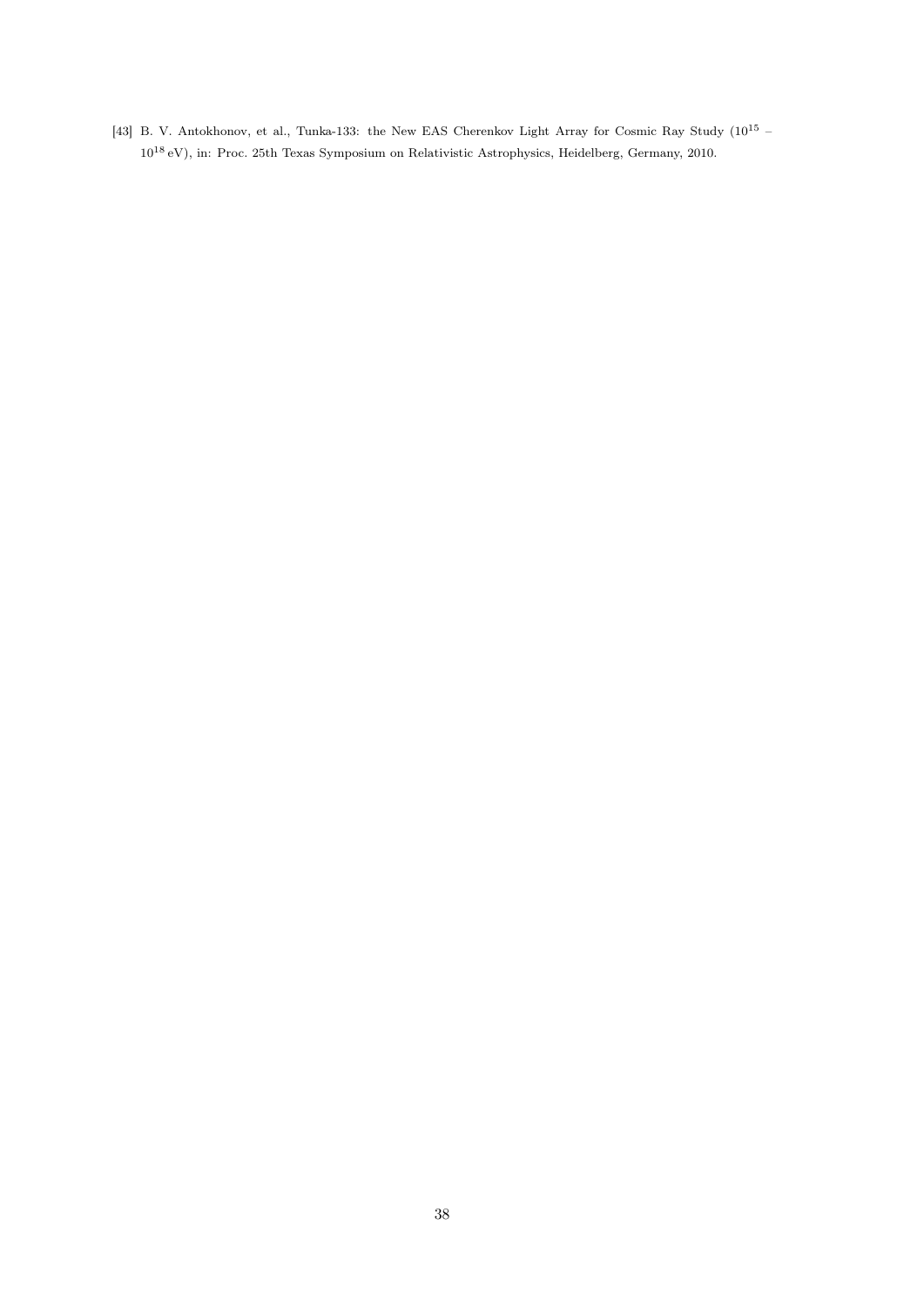[43] B. V. Antokhonov, et al., Tunka-133: the New EAS Cherenkov Light Array for Cosmic Ray Study ($10^{15}$ – $10^{18}$ eV), in: Proc. 25th Texas Symposium on Relativistic Astrophysics, Heidelberg, Germany, 2010.